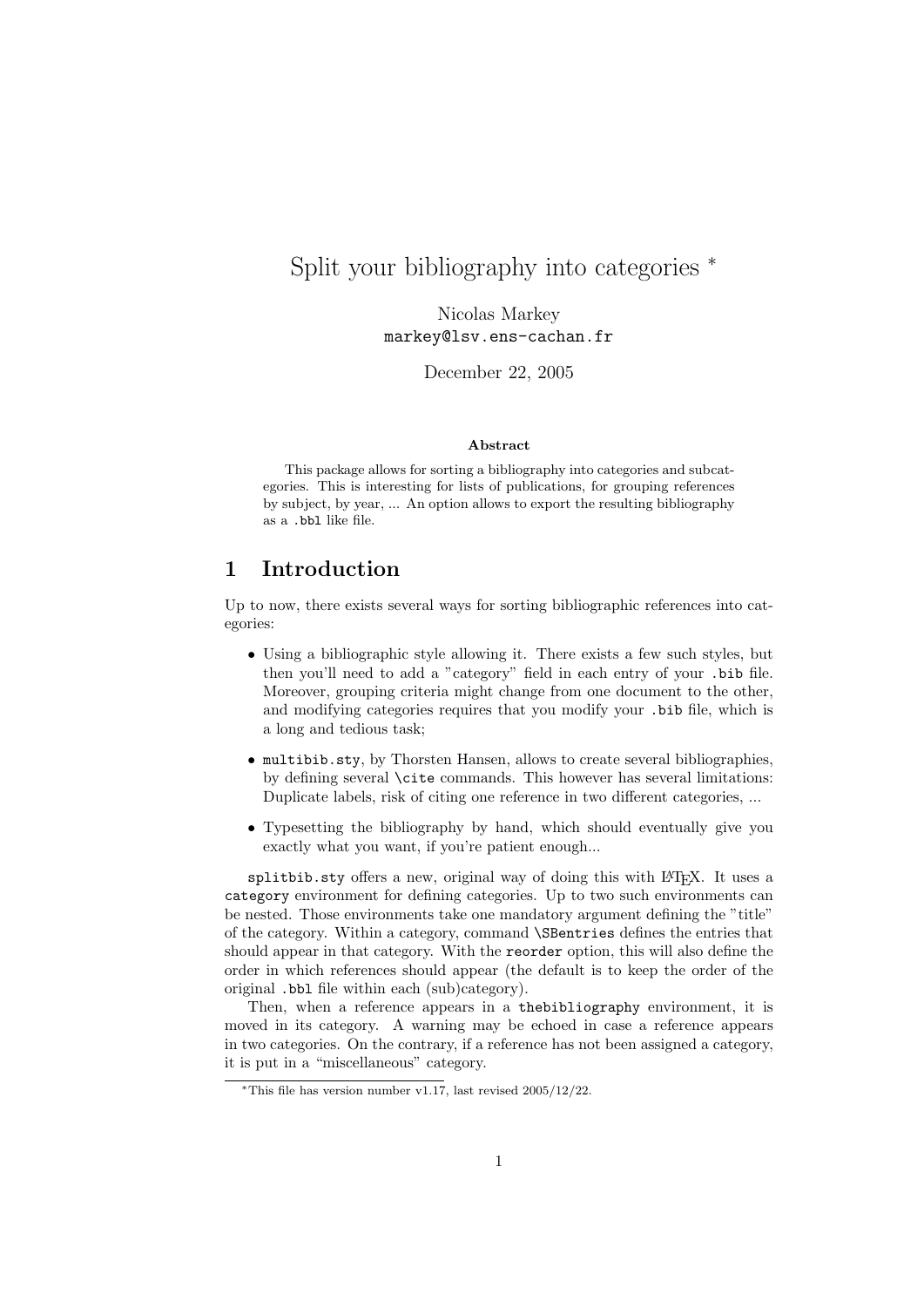# Split your bibliography into categories *

Nicolas Markey
`markey@lsv.ens-cachan.fr`

December 22, 2005

**Abstract**

This package allows for sorting a bibliography into categories and subcategories. This is interesting for lists of publications, for grouping references by subject, by year, ... An option allows to export the resulting bibliography as a `.bbl` like file.

## 1 Introduction

Up to now, there exists several ways for sorting bibliographic references into categories:

- Using a bibliographic style allowing it. There exists a few such styles, but then you'll need to add a "category" field in each entry of your `.bib` file. Moreover, grouping criteria might change from one document to the other, and modifying categories requires that you modify your `.bib` file, which is a long and tedious task;
- `multibib.sty`, by Thorsten Hansen, allows to create several bibliographies, by defining several `\cite` commands. This however has several limitations: Duplicate labels, risk of citing one reference in two different categories, ...
- Typesetting the bibliography by hand, which should eventually give you exactly what you want, if you're patient enough...

`splitbib.sty` offers a new, original way of doing this with LaTeX. It uses a `category` environment for defining categories. Up to two such environments can be nested. Those environments take one mandatory argument defining the "title" of the category. Within a category, command `\SBentries` defines the entries that should appear in that category. With the `reorder` option, this will also define the order in which references should appear (the default is to keep the order of the original `.bbl` file within each (sub)category).

Then, when a reference appears in a `thebibliography` environment, it is moved in its category. A warning may be echoed in case a reference appears in two categories. On the contrary, if a reference has not been assigned a category, it is put in a "miscellaneous" category.

---

*This file has version number v1.17, last revised 2005/12/22.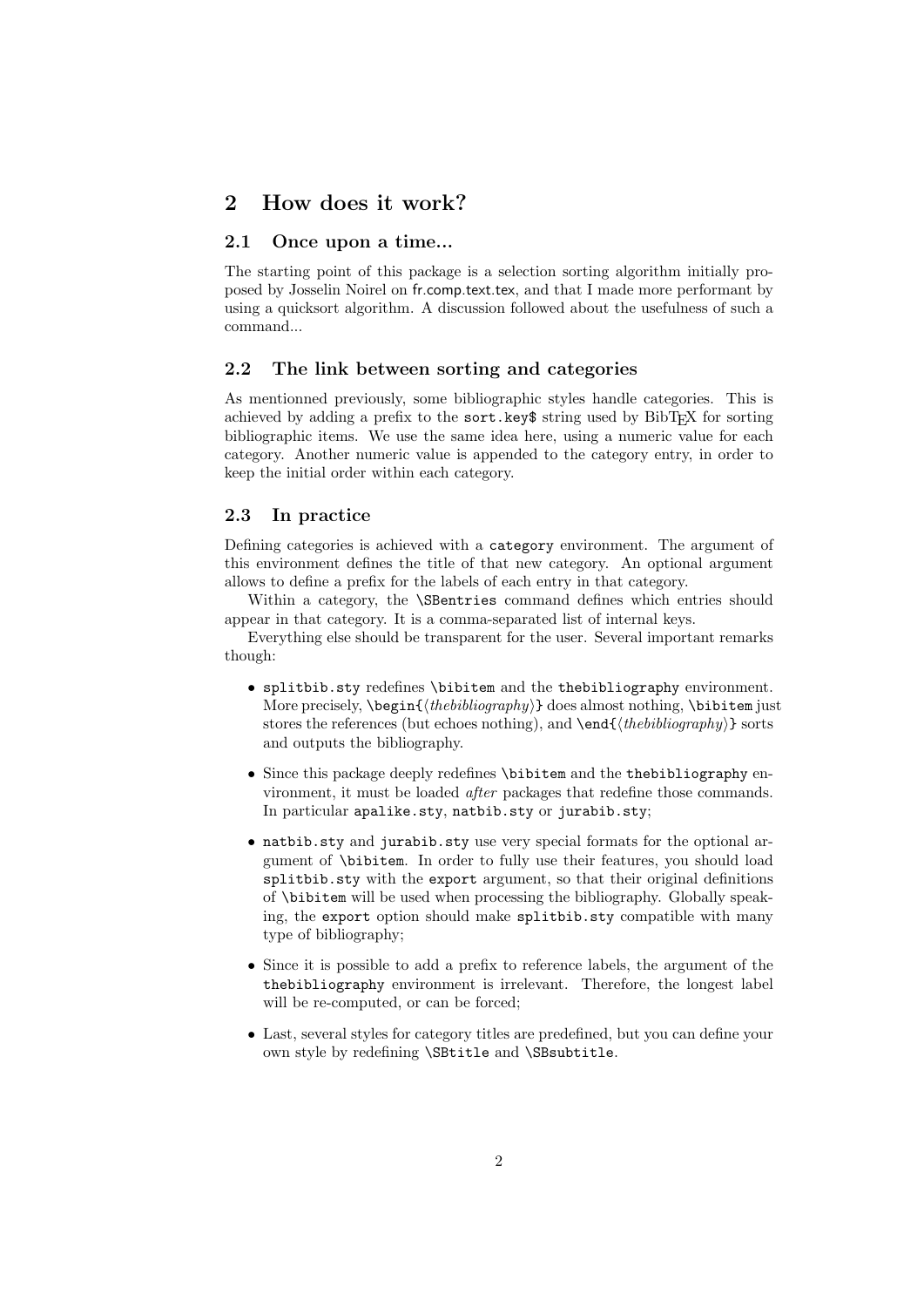## 2 How does it work?

### 2.1 Once upon a time...

The starting point of this package is a selection sorting algorithm initially proposed by Josselin Noirel on fr.comp.text.tex, and that I made more performant by using a quicksort algorithm. A discussion followed about the usefulness of such a command...

### 2.2 The link between sorting and categories

As mentionned previously, some bibliographic styles handle categories. This is achieved by adding a prefix to the `sort.key$` string used by BibTEX for sorting bibliographic items. We use the same idea here, using a numeric value for each category. Another numeric value is appended to the category entry, in order to keep the initial order within each category.

### 2.3 In practice

Defining categories is achieved with a `category` environment. The argument of this environment defines the title of that new category. An optional argument allows to define a prefix for the labels of each entry in that category.

Within a category, the `\SBentries` command defines which entries should appear in that category. It is a comma-separated list of internal keys.

Everything else should be transparent for the user. Several important remarks though:

- `splitbib.sty` redefines `\bibitem` and the `thebibliography` environment. More precisely, `\begin{`⟨*thebibliography*⟩`}` does almost nothing, `\bibitem` just stores the references (but echoes nothing), and `\end{`⟨*thebibliography*⟩`}` sorts and outputs the bibliography.
- Since this package deeply redefines `\bibitem` and the `thebibliography` environment, it must be loaded *after* packages that redefine those commands. In particular `apalike.sty`, `natbib.sty` or `jurabib.sty`;
- `natbib.sty` and `jurabib.sty` use very special formats for the optional argument of `\bibitem`. In order to fully use their features, you should load `splitbib.sty` with the `export` argument, so that their original definitions of `\bibitem` will be used when processing the bibliography. Globally speaking, the `export` option should make `splitbib.sty` compatible with many type of bibliography;
- Since it is possible to add a prefix to reference labels, the argument of the `thebibliography` environment is irrelevant. Therefore, the longest label will be re-computed, or can be forced;
- Last, several styles for category titles are predefined, but you can define your own style by redefining `\SBtitle` and `\SBsubtitle`.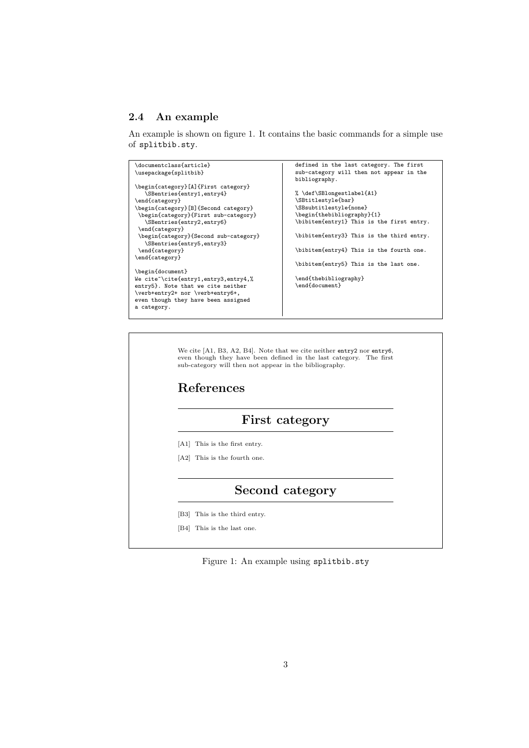### 2.4 An example

An example is shown on figure 1. It contains the basic commands for a simple use of `splitbib.sty`.

```
\documentclass{article}
\usepackage{splitbib}

\begin{category}[A]{First category}
   \SBentries{entry1,entry4}
\end{category}
\begin{category}[B]{Second category}
 \begin{category}{First sub-category}
   \SBentries{entry2,entry6}
 \end{category}
 \begin{category}{Second sub-category}
   \SBentries{entry5,entry3}
 \end{category}
\end{category}

\begin{document}
We cite~\cite{entry1,entry3,entry4,%
entry5}. Note that we cite neither
\verb+entry2+ nor \verb+entry6+,
even though they have been assigned
a category.
defined in the last category. The first
sub-category will then not appear in the
bibliography.

% \def\SBlongestlabel{A1}
\SBtitlestyle{bar}
\SBsubtitlestyle{none}
\begin{thebibliography}{1}
\bibitem{entry1} This is the first entry.

\bibitem{entry3} This is the third entry.

\bibitem{entry4} This is the fourth one.

\bibitem{entry5} This is the last one.

\end{thebibliography}
\end{document}
```

> We cite [A1, B3, A2, B4]. Note that we cite neither `entry2` nor `entry6`, even though they have been defined in the last category. The first sub-category will then not appear in the bibliography.
>
> **References**
>
> **First category**
>
> [A1] This is the first entry.
>
> [A2] This is the fourth one.
>
> **Second category**
>
> [B3] This is the third entry.
>
> [B4] This is the last one.

Figure 1: An example using `splitbib.sty`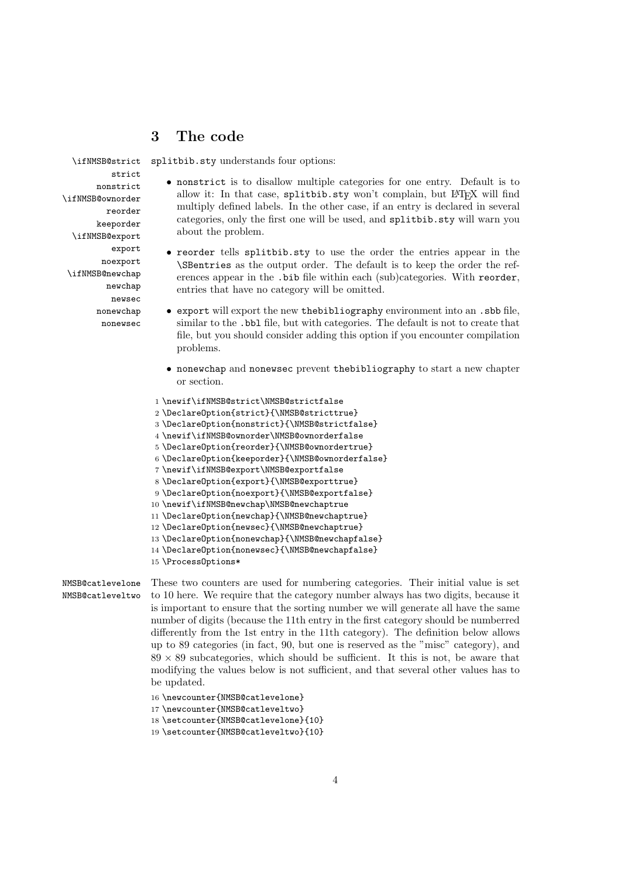## 3 The code

\ifNMSB@strict strict nonstrict \ifNMSB@ownorder reorder keeporder \ifNMSB@export export noexport \ifNMSB@newchap newchap newsec nonewchap nonewsec

splitbib.sty understands four options:

- nonstrict is to disallow multiple categories for one entry. Default is to allow it: In that case, splitbib.sty won't complain, but LaTeX will find multiply defined labels. In the other case, if an entry is declared in several categories, only the first one will be used, and splitbib.sty will warn you about the problem.
- reorder tells splitbib.sty to use the order the entries appear in the \SBentries as the output order. The default is to keep the order the references appear in the .bib file within each (sub)categories. With reorder, entries that have no category will be omitted.
- export will export the new thebibliography environment into an .sbb file, similar to the .bbl file, but with categories. The default is not to create that file, but you should consider adding this option if you encounter compilation problems.
- nonewchap and nonewsec prevent thebibliography to start a new chapter or section.

```
1 \newif\ifNMSB@strict\NMSB@strictfalse
2 \DeclareOption{strict}{\NMSB@stricttrue}
3 \DeclareOption{nonstrict}{\NMSB@strictfalse}
4 \newif\ifNMSB@ownorder\NMSB@ownorderfalse
5 \DeclareOption{reorder}{\NMSB@ownordertrue}
6 \DeclareOption{keeporder}{\NMSB@ownorderfalse}
7 \newif\ifNMSB@export\NMSB@exportfalse
8 \DeclareOption{export}{\NMSB@exporttrue}
9 \DeclareOption{noexport}{\NMSB@exportfalse}
10 \newif\ifNMSB@newchap\NMSB@newchaptrue
11 \DeclareOption{newchap}{\NMSB@newchaptrue}
12 \DeclareOption{newsec}{\NMSB@newchaptrue}
13 \DeclareOption{nonewchap}{\NMSB@newchapfalse}
14 \DeclareOption{nonewsec}{\NMSB@newchapfalse}
15 \ProcessOptions*
```

NMSB@catlevelone NMSB@catleveltwo

These two counters are used for numbering categories. Their initial value is set to 10 here. We require that the category number always has two digits, because it is important to ensure that the sorting number we will generate all have the same number of digits (because the 11th entry in the first category should be numberred differently from the 1st entry in the 11th category). The definition below allows up to 89 categories (in fact, 90, but one is reserved as the "misc" category), and $89 \times 89$ subcategories, which should be sufficient. It this is not, be aware that modifying the values below is not sufficient, and that several other values has to be updated.

```
16 \newcounter{NMSB@catlevelone}
17 \newcounter{NMSB@catleveltwo}
18 \setcounter{NMSB@catlevelone}{10}
19 \setcounter{NMSB@catleveltwo}{10}
```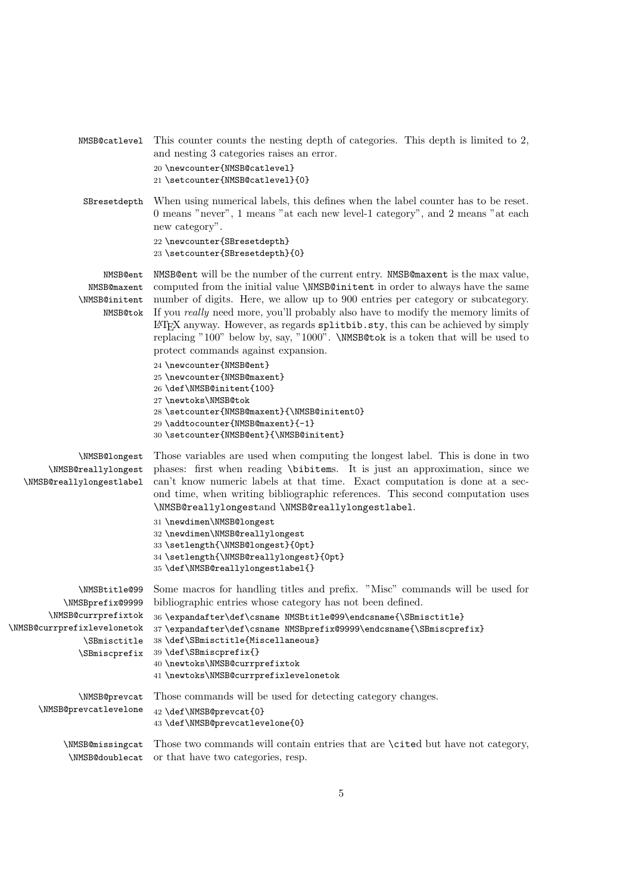NMSB@catlevel This counter counts the nesting depth of categories. This depth is limited to 2, and nesting 3 categories raises an error.

```
20 \newcounter{NMSB@catlevel}
21 \setcounter{NMSB@catlevel}{0}
```

SBresetdepth When using numerical labels, this defines when the label counter has to be reset. 0 means "never", 1 means "at each new level-1 category", and 2 means "at each new category".

```
22 \newcounter{SBresetdepth}
23 \setcounter{SBresetdepth}{0}
```

NMSB@ent  
NMSB@maxent  
\NMSB@initent  
NMSB@tok

NMSB@ent will be the number of the current entry. NMSB@maxent is the max value, computed from the initial value \NMSB@initent in order to always have the same number of digits. Here, we allow up to 900 entries per category or subcategory. If you *really* need more, you'll probably also have to modify the memory limits of LaTeX anyway. However, as regards splitbib.sty, this can be achieved by simply replacing "100" below by, say, "1000". \NMSB@tok is a token that will be used to protect commands against expansion.

```
24 \newcounter{NMSB@ent}
25 \newcounter{NMSB@maxent}
26 \def\NMSB@initent{100}
27 \newtoks\NMSB@tok
28 \setcounter{NMSB@maxent}{\NMSB@initent0}
29 \addtocounter{NMSB@maxent}{-1}
30 \setcounter{NMSB@ent}{\NMSB@initent}
```

\NMSB@longest  
\NMSB@reallylongest  
\NMSB@reallylongestlabel

Those variables are used when computing the longest label. This is done in two phases: first when reading \bibitems. It is just an approximation, since we can't know numeric labels at that time. Exact computation is done at a second time, when writing bibliographic references. This second computation uses \NMSB@reallylongestand \NMSB@reallylongestlabel.

```
31 \newdimen\NMSB@longest
32 \newdimen\NMSB@reallylongest
33 \setlength{\NMSB@longest}{0pt}
34 \setlength{\NMSB@reallylongest}{0pt}
35 \def\NMSB@reallylongestlabel{}
```

\NMSBtitle@99  
\NMSBprefix@9999  
\NMSB@currprefixtok  
\NMSB@currprefixlevelonetok  
\SBmisctitle  
\SBmiscprefix

Some macros for handling titles and prefix. "Misc" commands will be used for bibliographic entries whose category has not been defined.

```
36 \expandafter\def\csname NMSBtitle@99\endcsname{\SBmisctitle}
37 \expandafter\def\csname NMSBprefix@9999\endcsname{\SBmiscprefix}
38 \def\SBmisctitle{Miscellaneous}
39 \def\SBmiscprefix{}
40 \newtoks\NMSB@currprefixtok
41 \newtoks\NMSB@currprefixlevelonetok
```

\NMSB@prevcat  
\NMSB@prevcatlevelone

Those commands will be used for detecting category changes.

```
42 \def\NMSB@prevcat{0}
43 \def\NMSB@prevcatlevelone{0}
```

\NMSB@missingcat  
\NMSB@doublecat

Those two commands will contain entries that are \cited but have not category, or that have two categories, resp.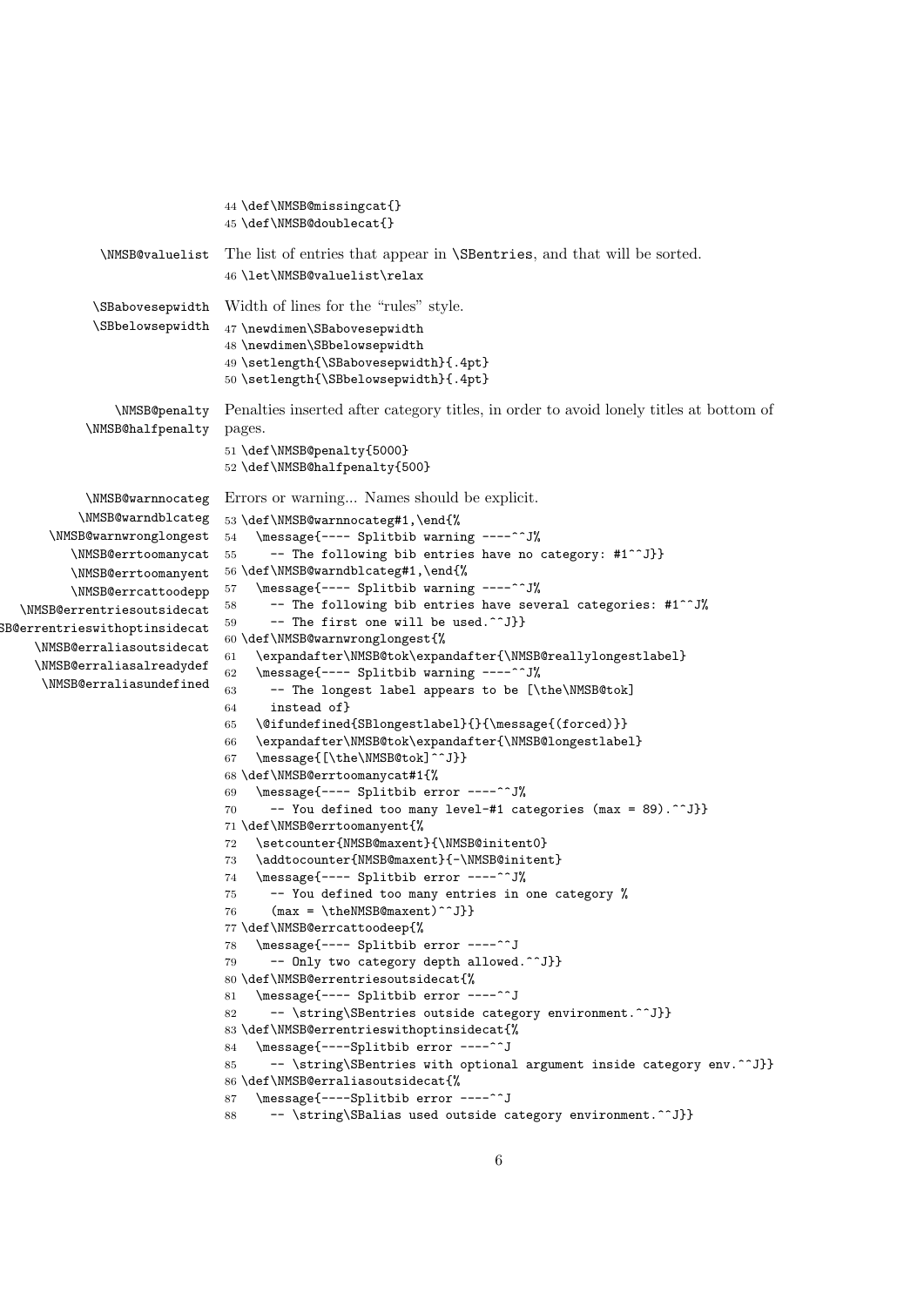```
44 \def\NMSB@missingcat{}
45 \def\NMSB@doublecat{}
```

\NMSB@valuelist The list of entries that appear in \SBentries, and that will be sorted.

```
46 \let\NMSB@valuelist\relax
```

\SBabovesepwidth
\SBbelowsepwidth Width of lines for the "rules" style.

```
47 \newdimen\SBabovesepwidth
48 \newdimen\SBbelowsepwidth
49 \setlength{\SBabovesepwidth}{.4pt}
50 \setlength{\SBbelowsepwidth}{.4pt}
```

\NMSB@penalty
\NMSB@halfpenalty Penalties inserted after category titles, in order to avoid lonely titles at bottom of pages.

```
51 \def\NMSB@penalty{5000}
52 \def\NMSB@halfpenalty{500}
```

\NMSB@warnnocateg
\NMSB@warndblcateg
\NMSB@warnwronglongest
\NMSB@errtoomanycat
\NMSB@errtoomanyent
\NMSB@errcattoodepp
\NMSB@errentriesoutsidecat
\NMSB@errentrieswithoptinsidecat
\NMSB@erraliasoutsidecat
\NMSB@erraliasalreadydef
\NMSB@erraliasundefined

Errors or warning... Names should be explicit.

```
53 \def\NMSB@warnnocateg#1,\end{%
54   \message{---- Splitbib warning ----^^J%
55     -- The following bib entries have no category: #1^^J}}
56 \def\NMSB@warndblcateg#1,\end{%
57   \message{---- Splitbib warning ----^^J%
58     -- The following bib entries have several categories: #1^^J%
59     -- The first one will be used.^^J}}
60 \def\NMSB@warnwronglongest{%
61   \expandafter\NMSB@tok\expandafter{\NMSB@reallylongestlabel}
62   \message{---- Splitbib warning ----^^J%
63     -- The longest label appears to be [\the\NMSB@tok]
64     instead of}
65   \@ifundefined{SBlongestlabel}{}{\message{(forced)}}
66   \expandafter\NMSB@tok\expandafter{\NMSB@longestlabel}
67   \message{[\the\NMSB@tok]^^J}}
68 \def\NMSB@errtoomanycat#1{%
69   \message{---- Splitbib error ----^^J%
70     -- You defined too many level-#1 categories (max = 89).^^J}}
71 \def\NMSB@errtoomanyent{%
72   \setcounter{NMSB@maxent}{\NMSB@initent0}
73   \addtocounter{NMSB@maxent}{-\NMSB@initent}
74   \message{---- Splitbib error ----^^J%
75     -- You defined too many entries in one category %
76     (max = \theNMSB@maxent)^^J}}
77 \def\NMSB@errcattoodeep{%
78   \message{---- Splitbib error ----^^J
79     -- Only two category depth allowed.^^J}}
80 \def\NMSB@errentriesoutsidecat{%
81   \message{---- Splitbib error ----^^J
82     -- \string\SBentries outside category environment.^^J}}
83 \def\NMSB@errentrieswithoptinsidecat{%
84   \message{----Splitbib error ----^^J
85     -- \string\SBentries with optional argument inside category env.^^J}}
86 \def\NMSB@erraliasoutsidecat{%
87   \message{----Splitbib error ----^^J
88     -- \string\SBalias used outside category environment.^^J}}
```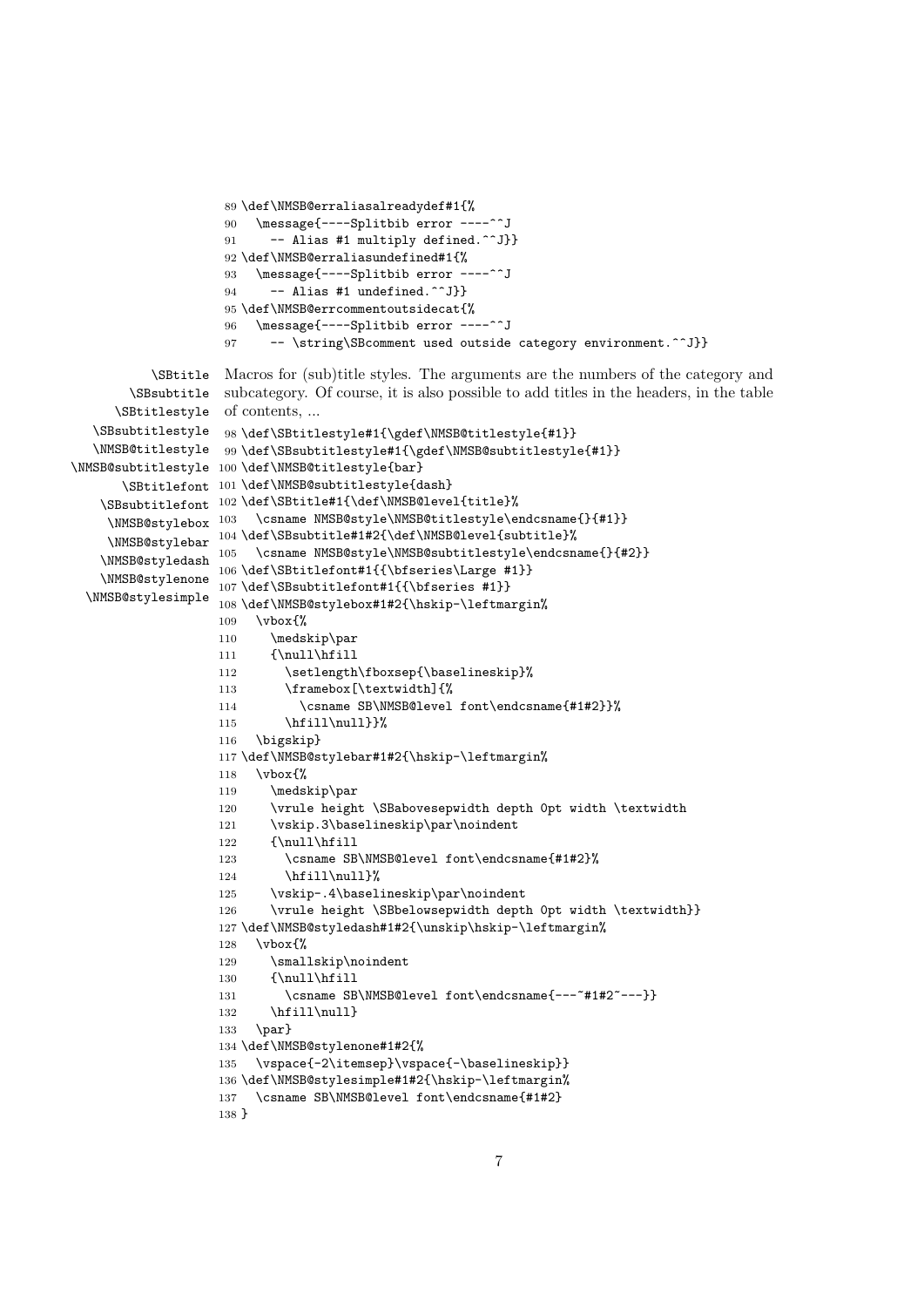```
89 \def\NMSB@erraliasalreadydef#1{%
90   \message{----Splitbib error ----^^J
91     -- Alias #1 multiply defined.^^J}}
92 \def\NMSB@erraliasundefined#1{%
93   \message{----Splitbib error ----^^J
94     -- Alias #1 undefined.^^J}}
95 \def\NMSB@errcommentoutsidecat{%
96   \message{----Splitbib error ----^^J
97     -- \string\SBcomment used outside category environment.^^J}}
```

\SBtitle \SBsubtitle \SBtitlestyle \SBsubtitlestyle \NMSB@titlestyle \NMSB@subtitlestyle \SBtitlefont \SBsubtitlefont \NMSB@stylebox \NMSB@stylebar \NMSB@styledash \NMSB@stylenone \NMSB@stylesimple

Macros for (sub)title styles. The arguments are the numbers of the category and subcategory. Of course, it is also possible to add titles in the headers, in the table of contents, ...

```
98 \def\SBtitlestyle#1{\gdef\NMSB@titlestyle{#1}}
99 \def\SBsubtitlestyle#1{\gdef\NMSB@subtitlestyle{#1}}
100 \def\NMSB@titlestyle{bar}
101 \def\NMSB@subtitlestyle{dash}
102 \def\SBtitle#1{\def\NMSB@level{title}%
103   \csname NMSB@style\NMSB@titlestyle\endcsname{}{#1}}
104 \def\SBsubtitle#1#2{\def\NMSB@level{subtitle}%
105   \csname NMSB@style\NMSB@subtitlestyle\endcsname{}{#2}}
106 \def\SBtitlefont#1{{\bfseries\Large #1}}
107 \def\SBsubtitlefont#1{{\bfseries #1}}
108 \def\NMSB@stylebox#1#2{\hskip-\leftmargin%
109   \vbox{%
110     \medskip\par
111     {\null\hfill
112       \setlength\fboxsep{\baselineskip}%
113       \framebox[\textwidth]{%
114         \csname SB\NMSB@level font\endcsname{#1#2}}%
115       \hfill\null}}%
116   \bigskip}
117 \def\NMSB@stylebar#1#2{\hskip-\leftmargin%
118   \vbox{%
119     \medskip\par
120     \vrule height \SBabovesepwidth depth 0pt width \textwidth
121     \vskip.3\baselineskip\par\noindent
122     {\null\hfill
123       \csname SB\NMSB@level font\endcsname{#1#2}%
124       \hfill\null}%
125     \vskip-.4\baselineskip\par\noindent
126     \vrule height \SBbelowsepwidth depth 0pt width \textwidth}}
127 \def\NMSB@styledash#1#2{\unskip\hskip-\leftmargin%
128   \vbox{%
129     \smallskip\noindent
130     {\null\hfill
131       \csname SB\NMSB@level font\endcsname{---~#1#2~---}}
132     \hfill\null}
133   \par}
134 \def\NMSB@stylenone#1#2{%
135   \vspace{-2\itemsep}\vspace{-\baselineskip}}
136 \def\NMSB@stylesimple#1#2{\hskip-\leftmargin%
137   \csname SB\NMSB@level font\endcsname{#1#2}
138 }
```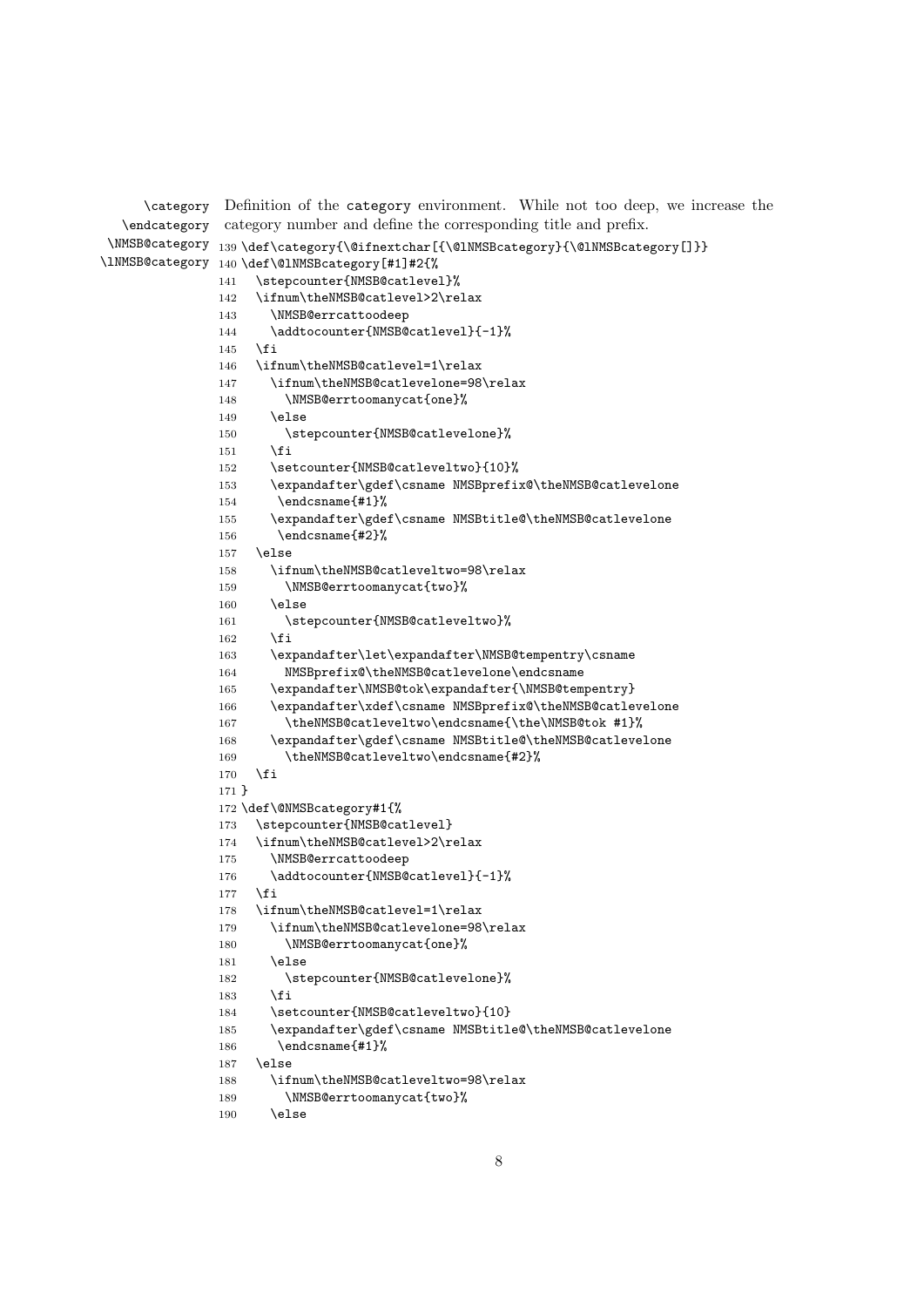\category \endcategory \NMSB@category \lNMSB@category

Definition of the category environment. While not too deep, we increase the category number and define the corresponding title and prefix.

```
139 \def\category{\@ifnextchar[{\@lNMSBcategory}{\@lNMSBcategory[]}}
140 \def\@lNMSBcategory[#1]#2{%
141   \stepcounter{NMSB@catlevel}%
142   \ifnum\theNMSB@catlevel>2\relax
143     \NMSB@errcattoodeep
144     \addtocounter{NMSB@catlevel}{-1}%
145   \fi
146   \ifnum\theNMSB@catlevel=1\relax
147     \ifnum\theNMSB@catlevelone=98\relax
148       \NMSB@errtoomanycat{one}%
149     \else
150       \stepcounter{NMSB@catlevelone}%
151     \fi
152     \setcounter{NMSB@catleveltwo}{10}%
153     \expandafter\gdef\csname NMSBprefix@\theNMSB@catlevelone
154      \endcsname{#1}%
155     \expandafter\gdef\csname NMSBtitle@\theNMSB@catlevelone
156      \endcsname{#2}%
157   \else
158     \ifnum\theNMSB@catleveltwo=98\relax
159       \NMSB@errtoomanycat{two}%
160     \else
161       \stepcounter{NMSB@catleveltwo}%
162     \fi
163     \expandafter\let\expandafter\NMSB@tempentry\csname
164       NMSBprefix@\theNMSB@catlevelone\endcsname
165     \expandafter\NMSB@tok\expandafter{\NMSB@tempentry}
166     \expandafter\xdef\csname NMSBprefix@\theNMSB@catlevelone
167       \theNMSB@catleveltwo\endcsname{\the\NMSB@tok #1}%
168     \expandafter\gdef\csname NMSBtitle@\theNMSB@catlevelone
169       \theNMSB@catleveltwo\endcsname{#2}%
170   \fi
171 }
172 \def\@NMSBcategory#1{%
173   \stepcounter{NMSB@catlevel}
174   \ifnum\theNMSB@catlevel>2\relax
175     \NMSB@errcattoodeep
176     \addtocounter{NMSB@catlevel}{-1}%
177   \fi
178   \ifnum\theNMSB@catlevel=1\relax
179     \ifnum\theNMSB@catlevelone=98\relax
180       \NMSB@errtoomanycat{one}%
181     \else
182       \stepcounter{NMSB@catlevelone}%
183     \fi
184     \setcounter{NMSB@catleveltwo}{10}
185     \expandafter\gdef\csname NMSBtitle@\theNMSB@catlevelone
186      \endcsname{#1}%
187   \else
188     \ifnum\theNMSB@catleveltwo=98\relax
189       \NMSB@errtoomanycat{two}%
190     \else
```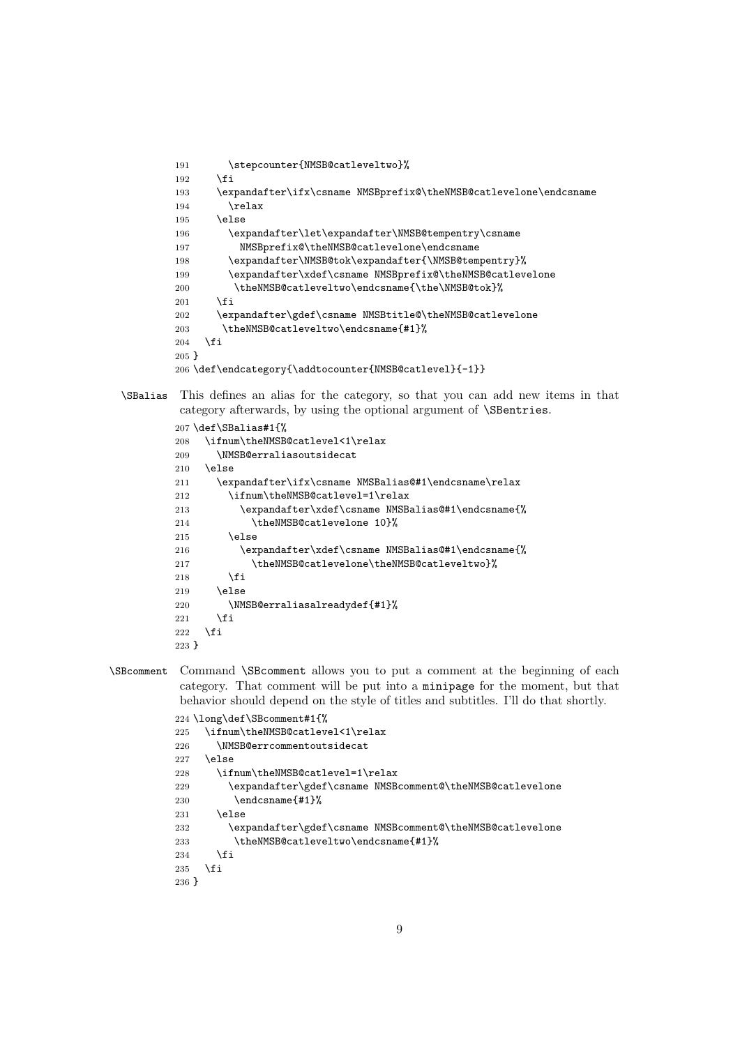```
191       \stepcounter{NMSB@catleveltwo}%
192     \fi
193     \expandafter\ifx\csname NMSBprefix@\theNMSB@catlevelone\endcsname
194       \relax
195     \else
196       \expandafter\let\expandafter\NMSB@tempentry\csname
197         NMSBprefix@\theNMSB@catlevelone\endcsname
198       \expandafter\NMSB@tok\expandafter{\NMSB@tempentry}%
199       \expandafter\xdef\csname NMSBprefix@\theNMSB@catlevelone
200        \theNMSB@catleveltwo\endcsname{\the\NMSB@tok}%
201     \fi
202     \expandafter\gdef\csname NMSBtitle@\theNMSB@catlevelone
203      \theNMSB@catleveltwo\endcsname{#1}%
204   \fi
205 }
206 \def\endcategory{\addtocounter{NMSB@catlevel}{-1}}
```

**\SBalias** This defines an alias for the category, so that you can add new items in that category afterwards, by using the optional argument of `\SBentries`.

```
207 \def\SBalias#1{%
208   \ifnum\theNMSB@catlevel<1\relax
209     \NMSB@erraliasoutsidecat
210   \else
211     \expandafter\ifx\csname NMSBalias@#1\endcsname\relax
212       \ifnum\theNMSB@catlevel=1\relax
213         \expandafter\xdef\csname NMSBalias@#1\endcsname{%
214           \theNMSB@catlevelone 10}%
215       \else
216         \expandafter\xdef\csname NMSBalias@#1\endcsname{%
217           \theNMSB@catlevelone\theNMSB@catleveltwo}%
218       \fi
219     \else
220       \NMSB@erraliasalreadydef{#1}%
221     \fi
222   \fi
223 }
```

**\SBcomment** Command `\SBcomment` allows you to put a comment at the beginning of each category. That comment will be put into a `minipage` for the moment, but that behavior should depend on the style of titles and subtitles. I'll do that shortly.

```
224 \long\def\SBcomment#1{%
225   \ifnum\theNMSB@catlevel<1\relax
226     \NMSB@errcommentoutsidecat
227   \else
228     \ifnum\theNMSB@catlevel=1\relax
229       \expandafter\gdef\csname NMSBcomment@\theNMSB@catlevelone
230        \endcsname{#1}%
231     \else
232       \expandafter\gdef\csname NMSBcomment@\theNMSB@catlevelone
233        \theNMSB@catleveltwo\endcsname{#1}%
234     \fi
235   \fi
236 }
```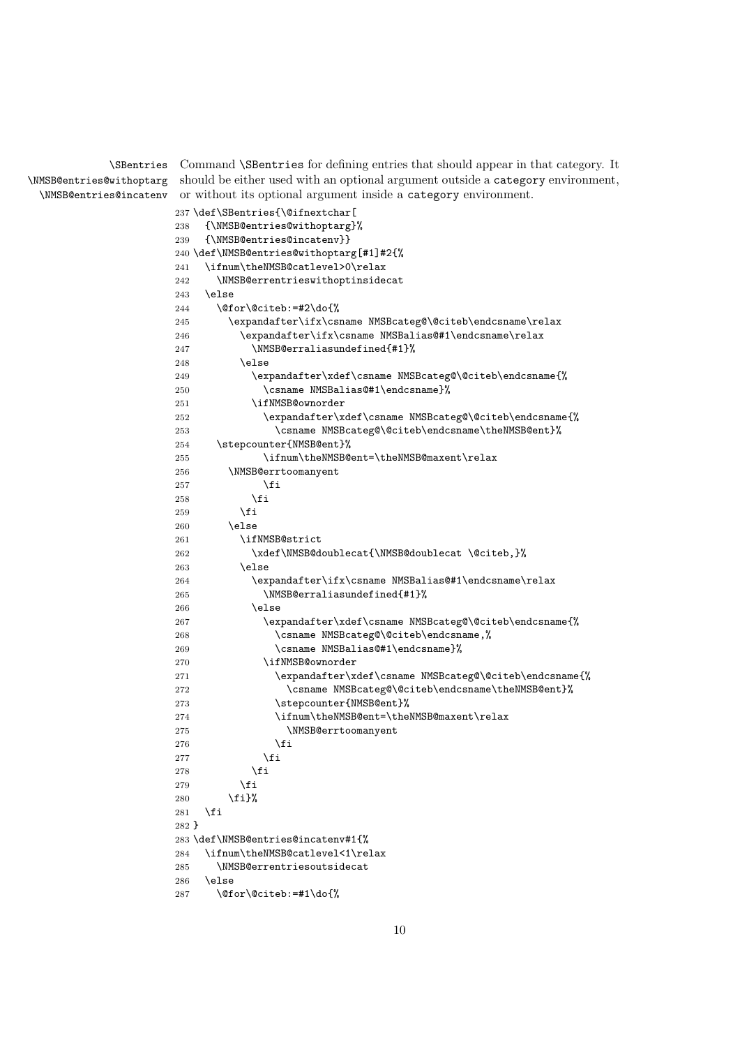\SBentries
\NMSB@entries@withoptarg
\NMSB@entries@incatenv

Command `\SBentries` for defining entries that should appear in that category. It should be either used with an optional argument outside a `category` environment, or without its optional argument inside a `category` environment.

```
237 \def\SBentries{\@ifnextchar[
238   {\NMSB@entries@withoptarg}%
239   {\NMSB@entries@incatenv}}
240 \def\NMSB@entries@withoptarg[#1]#2{%
241   \ifnum\theNMSB@catlevel>0\relax
242     \NMSB@errentrieswithoptinsidecat
243   \else
244     \@for\@citeb:=#2\do{%
245       \expandafter\ifx\csname NMSBcateg@\@citeb\endcsname\relax
246         \expandafter\ifx\csname NMSBalias@#1\endcsname\relax
247           \NMSB@erraliasundefined{#1}%
248         \else
249           \expandafter\xdef\csname NMSBcateg@\@citeb\endcsname{%
250             \csname NMSBalias@#1\endcsname}%
251           \ifNMSB@ownorder
252             \expandafter\xdef\csname NMSBcateg@\@citeb\endcsname{%
253               \csname NMSBcateg@\@citeb\endcsname\theNMSB@ent}%
254     \stepcounter{NMSB@ent}%
255             \ifnum\theNMSB@ent=\theNMSB@maxent\relax
256       \NMSB@errtoomanyent
257             \fi
258           \fi
259         \fi
260       \else
261         \ifNMSB@strict
262           \xdef\NMSB@doublecat{\NMSB@doublecat \@citeb,}%
263         \else
264           \expandafter\ifx\csname NMSBalias@#1\endcsname\relax
265             \NMSB@erraliasundefined{#1}%
266           \else
267             \expandafter\xdef\csname NMSBcateg@\@citeb\endcsname{%
268               \csname NMSBcateg@\@citeb\endcsname,%
269               \csname NMSBalias@#1\endcsname}%
270             \ifNMSB@ownorder
271               \expandafter\xdef\csname NMSBcateg@\@citeb\endcsname{%
272                 \csname NMSBcateg@\@citeb\endcsname\theNMSB@ent}%
273               \stepcounter{NMSB@ent}%
274               \ifnum\theNMSB@ent=\theNMSB@maxent\relax
275                 \NMSB@errtoomanyent
276               \fi
277             \fi
278           \fi
279         \fi
280       \fi}%
281   \fi
282 }
283 \def\NMSB@entries@incatenv#1{%
284   \ifnum\theNMSB@catlevel<1\relax
285     \NMSB@errentriesoutsidecat
286   \else
287     \@for\@citeb:=#1\do{%
```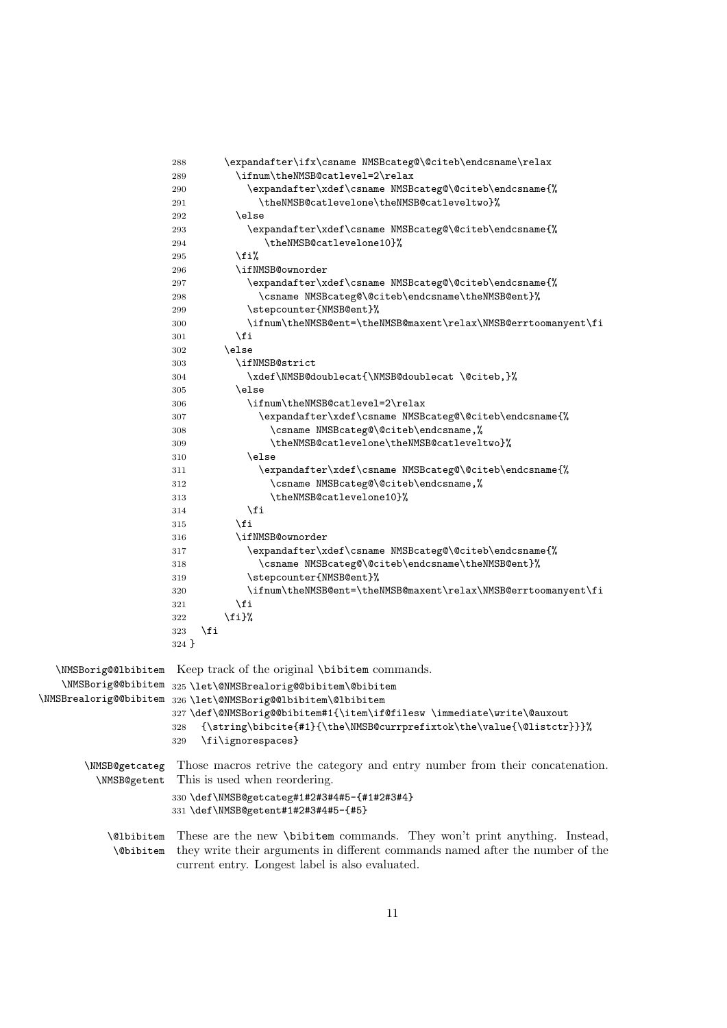```
288       \expandafter\ifx\csname NMSBcateg@\@citeb\endcsname\relax
289         \ifnum\theNMSB@catlevel=2\relax
290           \expandafter\xdef\csname NMSBcateg@\@citeb\endcsname{%
291             \theNMSB@catlevelone\theNMSB@catleveltwo}%
292         \else
293           \expandafter\xdef\csname NMSBcateg@\@citeb\endcsname{%
294               \theNMSB@catlevelone10}%
295         \fi%
296         \ifNMSB@ownorder
297           \expandafter\xdef\csname NMSBcateg@\@citeb\endcsname{%
298             \csname NMSBcateg@\@citeb\endcsname\theNMSB@ent}%
299           \stepcounter{NMSB@ent}%
300           \ifnum\theNMSB@ent=\theNMSB@maxent\relax\NMSB@errtoomanyent\fi
301         \fi
302       \else
303         \ifNMSB@strict
304           \xdef\NMSB@doublecat{\NMSB@doublecat \@citeb,}%
305         \else
306           \ifnum\theNMSB@catlevel=2\relax
307             \expandafter\xdef\csname NMSBcateg@\@citeb\endcsname{%
308               \csname NMSBcateg@\@citeb\endcsname,%
309               \theNMSB@catlevelone\theNMSB@catleveltwo}%
310           \else
311             \expandafter\xdef\csname NMSBcateg@\@citeb\endcsname{%
312               \csname NMSBcateg@\@citeb\endcsname,%
313               \theNMSB@catlevelone10}%
314           \fi
315         \fi
316         \ifNMSB@ownorder
317           \expandafter\xdef\csname NMSBcateg@\@citeb\endcsname{%
318             \csname NMSBcateg@\@citeb\endcsname\theNMSB@ent}%
319           \stepcounter{NMSB@ent}%
320           \ifnum\theNMSB@ent=\theNMSB@maxent\relax\NMSB@errtoomanyent\fi
321         \fi
322       \fi}%
323   \fi
324 }
```

\NMSBorig@@lbibitem \NMSBorig@@bibitem \NMSBrealorig@@bibitem

Keep track of the original \bibitem commands.

```
325 \let\@NMSBrealorig@@bibitem\@bibitem
326 \let\@NMSBorig@@lbibitem\@lbibitem
327 \def\@NMSBorig@@bibitem#1{\item\if@filesw \immediate\write\@auxout
328   {\string\bibcite{#1}{\the\NMSB@currprefixtok\the\value{\@listctr}}}%
329   \fi\ignorespaces}
```

\NMSB@getcateg \NMSB@getent

Those macros retrive the category and entry number from their concatenation. This is used when reordering.

```
330 \def\NMSB@getcateg#1#2#3#4#5-{#1#2#3#4}
331 \def\NMSB@getent#1#2#3#4#5-{#5}
```

\@lbibitem \@bibitem

These are the new \bibitem commands. They won't print anything. Instead, they write their arguments in different commands named after the number of the current entry. Longest label is also evaluated.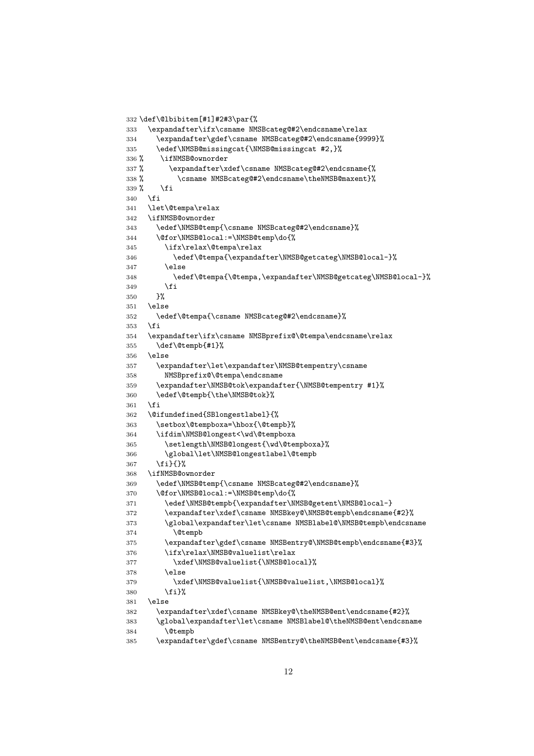```
332 \def\@lbibitem[#1]#2#3\par{%
333   \expandafter\ifx\csname NMSBcateg@#2\endcsname\relax
334     \expandafter\gdef\csname NMSBcateg@#2\endcsname{9999}%
335     \edef\NMSB@missingcat{\NMSB@missingcat #2,}%
336 %    \ifNMSB@ownorder
337 %      \expandafter\xdef\csname NMSBcateg@#2\endcsname{%
338 %        \csname NMSBcateg@#2\endcsname\theNMSB@maxent}%
339 %    \fi
340   \fi
341   \let\@tempa\relax
342   \ifNMSB@ownorder
343     \edef\NMSB@temp{\csname NMSBcateg@#2\endcsname}%
344     \@for\NMSB@local:=\NMSB@temp\do{%
345       \ifx\relax\@tempa\relax
346         \edef\@tempa{\expandafter\NMSB@getcateg\NMSB@local-}%
347       \else
348         \edef\@tempa{\@tempa,\expandafter\NMSB@getcateg\NMSB@local-}%
349       \fi
350     }%
351   \else
352     \edef\@tempa{\csname NMSBcateg@#2\endcsname}%
353   \fi
354   \expandafter\ifx\csname NMSBprefix@\@tempa\endcsname\relax
355     \def\@tempb{#1}%
356   \else
357     \expandafter\let\expandafter\NMSB@tempentry\csname
358       NMSBprefix@\@tempa\endcsname
359     \expandafter\NMSB@tok\expandafter{\NMSB@tempentry #1}%
360     \edef\@tempb{\the\NMSB@tok}%
361   \fi
362   \@ifundefined{SBlongestlabel}{%
363     \setbox\@tempboxa=\hbox{\@tempb}%
364     \ifdim\NMSB@longest<\wd\@tempboxa
365       \setlength\NMSB@longest{\wd\@tempboxa}%
366       \global\let\NMSB@longestlabel\@tempb
367     \fi}{}%
368   \ifNMSB@ownorder
369     \edef\NMSB@temp{\csname NMSBcateg@#2\endcsname}%
370     \@for\NMSB@local:=\NMSB@temp\do{%
371       \edef\NMSB@tempb{\expandafter\NMSB@getent\NMSB@local-}
372       \expandafter\xdef\csname NMSBkey@\NMSB@tempb\endcsname{#2}%
373       \global\expandafter\let\csname NMSBlabel@\NMSB@tempb\endcsname
374         \@tempb
375       \expandafter\gdef\csname NMSBentry@\NMSB@tempb\endcsname{#3}%
376       \ifx\relax\NMSB@valuelist\relax
377         \xdef\NMSB@valuelist{\NMSB@local}%
378       \else
379         \xdef\NMSB@valuelist{\NMSB@valuelist,\NMSB@local}%
380       \fi}%
381   \else
382     \expandafter\xdef\csname NMSBkey@\theNMSB@ent\endcsname{#2}%
383     \global\expandafter\let\csname NMSBlabel@\theNMSB@ent\endcsname
384       \@tempb
385     \expandafter\gdef\csname NMSBentry@\theNMSB@ent\endcsname{#3}%
```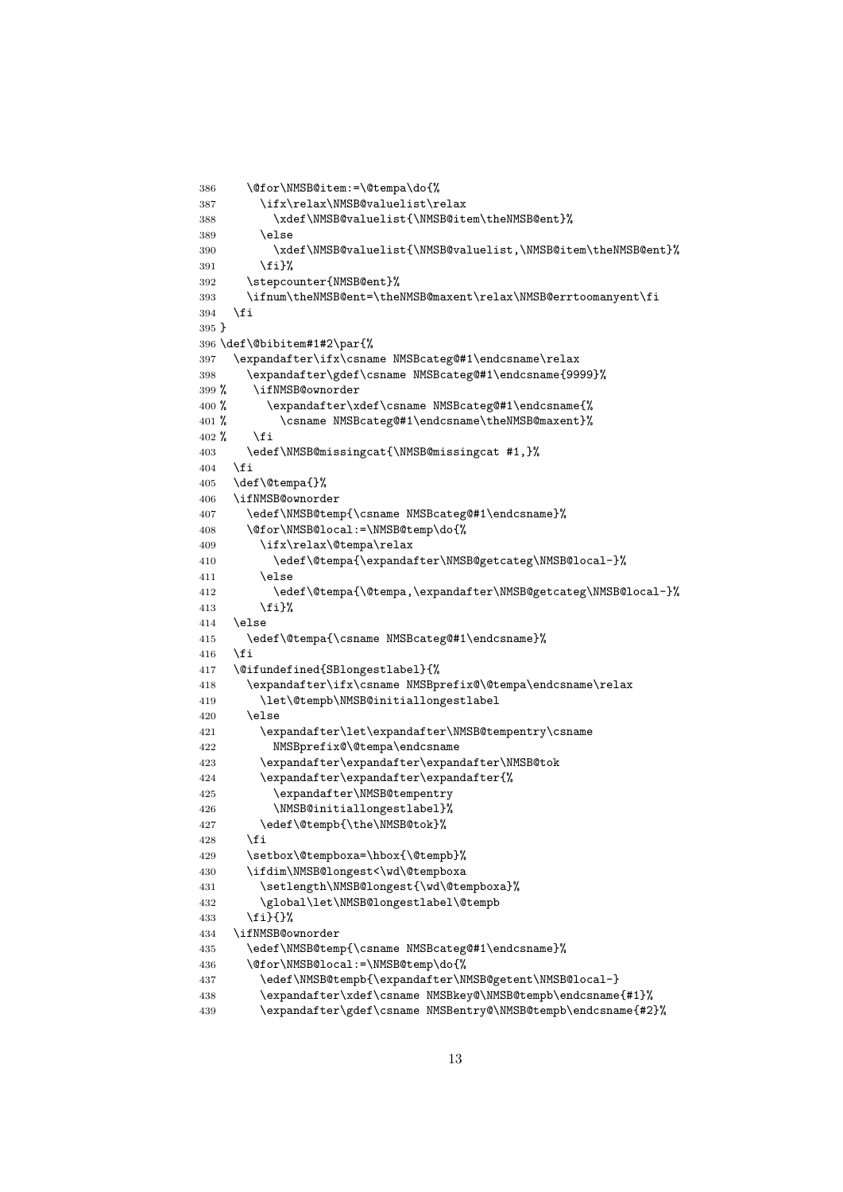```
386     \@for\NMSB@item:=\@tempa\do{%
387       \ifx\relax\NMSB@valuelist\relax
388         \xdef\NMSB@valuelist{\NMSB@item\theNMSB@ent}%
389       \else
390         \xdef\NMSB@valuelist{\NMSB@valuelist,\NMSB@item\theNMSB@ent}%
391       \fi}%
392     \stepcounter{NMSB@ent}%
393     \ifnum\theNMSB@ent=\theNMSB@maxent\relax\NMSB@errtoomanyent\fi
394   \fi
395 }
396 \def\@bibitem#1#2\par{%
397   \expandafter\ifx\csname NMSBcateg@#1\endcsname\relax
398     \expandafter\gdef\csname NMSBcateg@#1\endcsname{9999}%
399 %     \ifNMSB@ownorder
400 %       \expandafter\xdef\csname NMSBcateg@#1\endcsname{%
401 %         \csname NMSBcateg@#1\endcsname\theNMSB@maxent}%
402 %     \fi
403     \edef\NMSB@missingcat{\NMSB@missingcat #1,}%
404   \fi
405   \def\@tempa{}%
406   \ifNMSB@ownorder
407     \edef\NMSB@temp{\csname NMSBcateg@#1\endcsname}%
408     \@for\NMSB@local:=\NMSB@temp\do{%
409       \ifx\relax\@tempa\relax
410         \edef\@tempa{\expandafter\NMSB@getcateg\NMSB@local-}%
411       \else
412         \edef\@tempa{\@tempa,\expandafter\NMSB@getcateg\NMSB@local-}%
413       \fi}%
414   \else
415     \edef\@tempa{\csname NMSBcateg@#1\endcsname}%
416   \fi
417   \@ifundefined{SBlongestlabel}{%
418     \expandafter\ifx\csname NMSBprefix@\@tempa\endcsname\relax
419       \let\@tempb\NMSB@initiallongestlabel
420     \else
421       \expandafter\let\expandafter\NMSB@tempentry\csname
422         NMSBprefix@\@tempa\endcsname
423       \expandafter\expandafter\expandafter\NMSB@tok
424       \expandafter\expandafter\expandafter{%
425         \expandafter\NMSB@tempentry
426         \NMSB@initiallongestlabel}%
427       \edef\@tempb{\the\NMSB@tok}%
428     \fi
429     \setbox\@tempboxa=\hbox{\@tempb}%
430     \ifdim\NMSB@longest<\wd\@tempboxa
431       \setlength\NMSB@longest{\wd\@tempboxa}%
432       \global\let\NMSB@longestlabel\@tempb
433     \fi}{}%
434   \ifNMSB@ownorder
435     \edef\NMSB@temp{\csname NMSBcateg@#1\endcsname}%
436     \@for\NMSB@local:=\NMSB@temp\do{%
437       \edef\NMSB@tempb{\expandafter\NMSB@getent\NMSB@local-}
438       \expandafter\xdef\csname NMSBkey@\NMSB@tempb\endcsname{#1}%
439       \expandafter\gdef\csname NMSBentry@\NMSB@tempb\endcsname{#2}%
```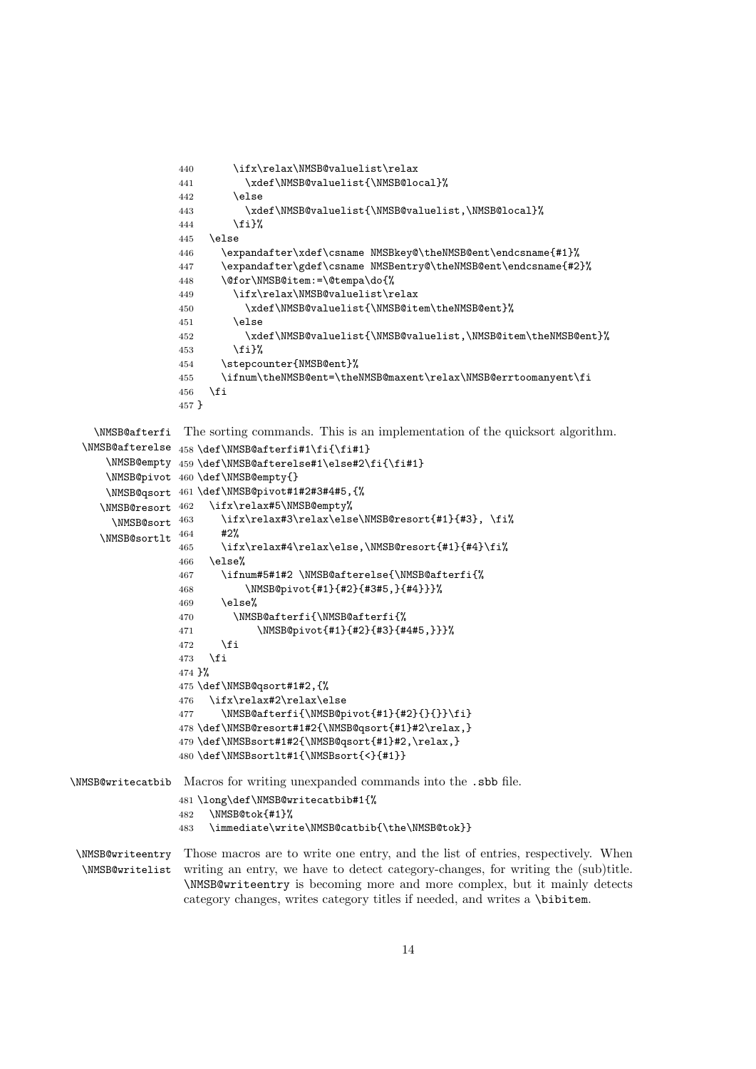```
440       \ifx\relax\NMSB@valuelist\relax
441         \xdef\NMSB@valuelist{\NMSB@local}%
442       \else
443         \xdef\NMSB@valuelist{\NMSB@valuelist,\NMSB@local}%
444       \fi}%
445   \else
446     \expandafter\xdef\csname NMSBkey@\theNMSB@ent\endcsname{#1}%
447     \expandafter\gdef\csname NMSBentry@\theNMSB@ent\endcsname{#2}%
448     \@for\NMSB@item:=\@tempa\do{%
449       \ifx\relax\NMSB@valuelist\relax
450         \xdef\NMSB@valuelist{\NMSB@item\theNMSB@ent}%
451       \else
452         \xdef\NMSB@valuelist{\NMSB@valuelist,\NMSB@item\theNMSB@ent}%
453       \fi}%
454     \stepcounter{NMSB@ent}%
455     \ifnum\theNMSB@ent=\theNMSB@maxent\relax\NMSB@errtoomanyent\fi
456   \fi
457 }
```

\NMSB@afterfi \NMSB@afterelse \NMSB@empty \NMSB@pivot \NMSB@qsort \NMSB@resort \NMSB@sort \NMSB@sortlt

The sorting commands. This is an implementation of the quicksort algorithm.

```
458 \def\NMSB@afterfi#1\fi{\fi#1}
459 \def\NMSB@afterelse#1\else#2\fi{\fi#1}
460 \def\NMSB@empty{}
461 \def\NMSB@pivot#1#2#3#4#5,{%
462   \ifx\relax#5\NMSB@empty%
463     \ifx\relax#3\relax\else\NMSB@resort{#1}{#3}, \fi%
464     #2%
465     \ifx\relax#4\relax\else,\NMSB@resort{#1}{#4}\fi%
466   \else%
467     \ifnum#5#1#2 \NMSB@afterelse{\NMSB@afterfi{%
468         \NMSB@pivot{#1}{#2}{#3#5,}{#4}}}%
469     \else%
470       \NMSB@afterfi{\NMSB@afterfi{%
471           \NMSB@pivot{#1}{#2}{#3}{#4#5,}}}%
472     \fi
473   \fi
474 }%
475 \def\NMSB@qsort#1#2,{%
476   \ifx\relax#2\relax\else
477     \NMSB@afterfi{\NMSB@pivot{#1}{#2}{}{}}\fi}
478 \def\NMSB@resort#1#2{\NMSB@qsort{#1}#2\relax,}
479 \def\NMSBsort#1#2{\NMSB@qsort{#1}#2,\relax,}
480 \def\NMSBsortlt#1{\NMSBsort{<}{#1}}
```

\NMSB@writecatbib

Macros for writing unexpanded commands into the .sbb file.

```
481 \long\def\NMSB@writecatbib#1{%
482   \NMSB@tok{#1}%
483   \immediate\write\NMSB@catbib{\the\NMSB@tok}}
```

\NMSB@writeentry \NMSB@writelist

Those macros are to write one entry, and the list of entries, respectively. When writing an entry, we have to detect category-changes, for writing the (sub)title. \NMSB@writeentry is becoming more and more complex, but it mainly detects category changes, writes category titles if needed, and writes a \bibitem.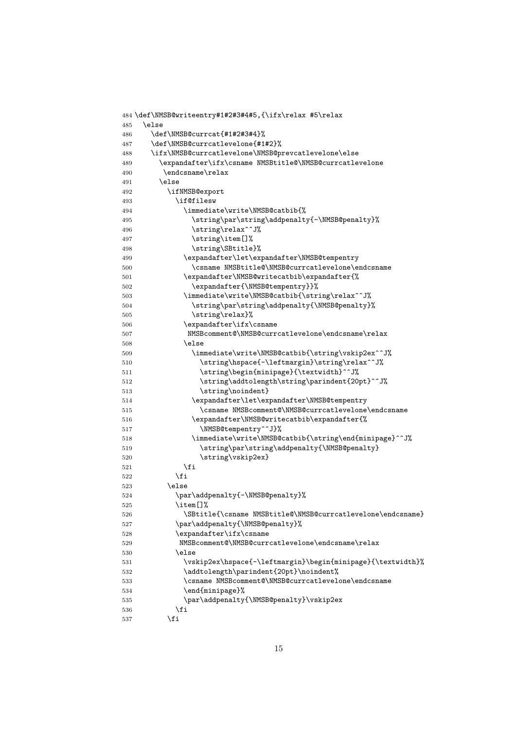```
484 \def\NMSB@writeentry#1#2#3#4#5,{\ifx\relax #5\relax
485   \else
486     \def\NMSB@currcat{#1#2#3#4}%
487     \def\NMSB@currcatlevelone{#1#2}%
488     \ifx\NMSB@currcatlevelone\NMSB@prevcatlevelone\else
489       \expandafter\ifx\csname NMSBtitle@\NMSB@currcatlevelone
490        \endcsname\relax
491       \else
492         \ifNMSB@export
493           \if@filesw
494             \immediate\write\NMSB@catbib{%
495               \string\par\string\addpenalty{-\NMSB@penalty}%
496               \string\relax^^J%
497               \string\item[]%
498               \string\SBtitle}%
499             \expandafter\let\expandafter\NMSB@tempentry
500               \csname NMSBtitle@\NMSB@currcatlevelone\endcsname
501             \expandafter\NMSB@writecatbib\expandafter{%
502               \expandafter{\NMSB@tempentry}}%
503             \immediate\write\NMSB@catbib{\string\relax^^J%
504               \string\par\string\addpenalty{\NMSB@penalty}%
505               \string\relax}%
506             \expandafter\ifx\csname
507              NMSBcomment@\NMSB@currcatlevelone\endcsname\relax
508             \else
509               \immediate\write\NMSB@catbib{\string\vskip2ex^^J%
510                 \string\hspace{-\leftmargin}\string\relax^^J%
511                 \string\begin{minipage}{\textwidth}^^J%
512                 \string\addtolength\string\parindent{20pt}^^J%
513                 \string\noindent}
514               \expandafter\let\expandafter\NMSB@tempentry
515                 \csname NMSBcomment@\NMSB@currcatlevelone\endcsname
516               \expandafter\NMSB@writecatbib\expandafter{%
517                 \NMSB@tempentry^^J}%
518               \immediate\write\NMSB@catbib{\string\end{minipage}^^J%
519                 \string\par\string\addpenalty{\NMSB@penalty}
520                 \string\vskip2ex}
521             \fi
522           \fi
523         \else
524           \par\addpenalty{-\NMSB@penalty}%
525           \item[]%
526             \SBtitle{\csname NMSBtitle@\NMSB@currcatlevelone\endcsname}
527           \par\addpenalty{\NMSB@penalty}%
528           \expandafter\ifx\csname
529            NMSBcomment@\NMSB@currcatlevelone\endcsname\relax
530           \else
531             \vskip2ex\hspace{-\leftmargin}\begin{minipage}{\textwidth}%
532             \addtolength\parindent{20pt}\noindent%
533             \csname NMSBcomment@\NMSB@currcatlevelone\endcsname
534             \end{minipage}%
535             \par\addpenalty{\NMSB@penalty}\vskip2ex
536           \fi
537         \fi
```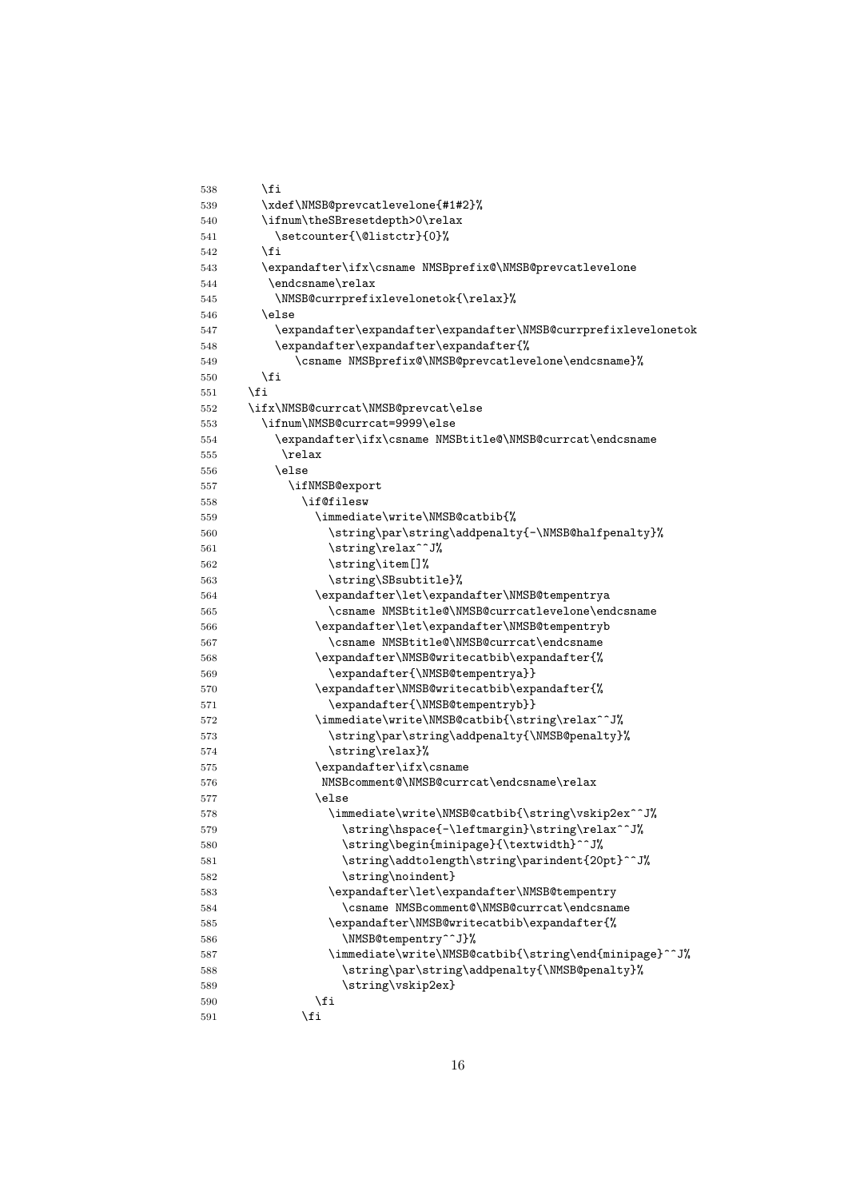```
538     \fi
539     \xdef\NMSB@prevcatlevelone{#1#2}%
540     \ifnum\theSBresetdepth>0\relax
541       \setcounter{\@listctr}{0}%
542     \fi
543     \expandafter\ifx\csname NMSBprefix@\NMSB@prevcatlevelone
544      \endcsname\relax
545       \NMSB@currprefixlevelonetok{\relax}%
546     \else
547       \expandafter\expandafter\expandafter\NMSB@currprefixlevelonetok
548       \expandafter\expandafter\expandafter{%
549          \csname NMSBprefix@\NMSB@prevcatlevelone\endcsname}%
550     \fi
551   \fi
552   \ifx\NMSB@currcat\NMSB@prevcat\else
553     \ifnum\NMSB@currcat=9999\else
554       \expandafter\ifx\csname NMSBtitle@\NMSB@currcat\endcsname
555        \relax
556       \else
557         \ifNMSB@export
558           \if@filesw
559             \immediate\write\NMSB@catbib{%
560               \string\par\string\addpenalty{-\NMSB@halfpenalty}%
561               \string\relax^^J%
562               \string\item[]%
563               \string\SBsubtitle}%
564             \expandafter\let\expandafter\NMSB@tempentrya
565               \csname NMSBtitle@\NMSB@currcatlevelone\endcsname
566             \expandafter\let\expandafter\NMSB@tempentryb
567               \csname NMSBtitle@\NMSB@currcat\endcsname
568             \expandafter\NMSB@writecatbib\expandafter{%
569               \expandafter{\NMSB@tempentrya}}
570             \expandafter\NMSB@writecatbib\expandafter{%
571               \expandafter{\NMSB@tempentryb}}
572             \immediate\write\NMSB@catbib{\string\relax^^J%
573               \string\par\string\addpenalty{\NMSB@penalty}%
574               \string\relax}%
575             \expandafter\ifx\csname
576              NMSBcomment@\NMSB@currcat\endcsname\relax
577             \else
578               \immediate\write\NMSB@catbib{\string\vskip2ex^^J%
579                 \string\hspace{-\leftmargin}\string\relax^^J%
580                 \string\begin{minipage}{\textwidth}^^J%
581                 \string\addtolength\string\parindent{20pt}^^J%
582                 \string\noindent}
583               \expandafter\let\expandafter\NMSB@tempentry
584                 \csname NMSBcomment@\NMSB@currcat\endcsname
585               \expandafter\NMSB@writecatbib\expandafter{%
586                 \NMSB@tempentry^^J}%
587               \immediate\write\NMSB@catbib{\string\end{minipage}^^J%
588                 \string\par\string\addpenalty{\NMSB@penalty}%
589                 \string\vskip2ex}
590             \fi
591           \fi
```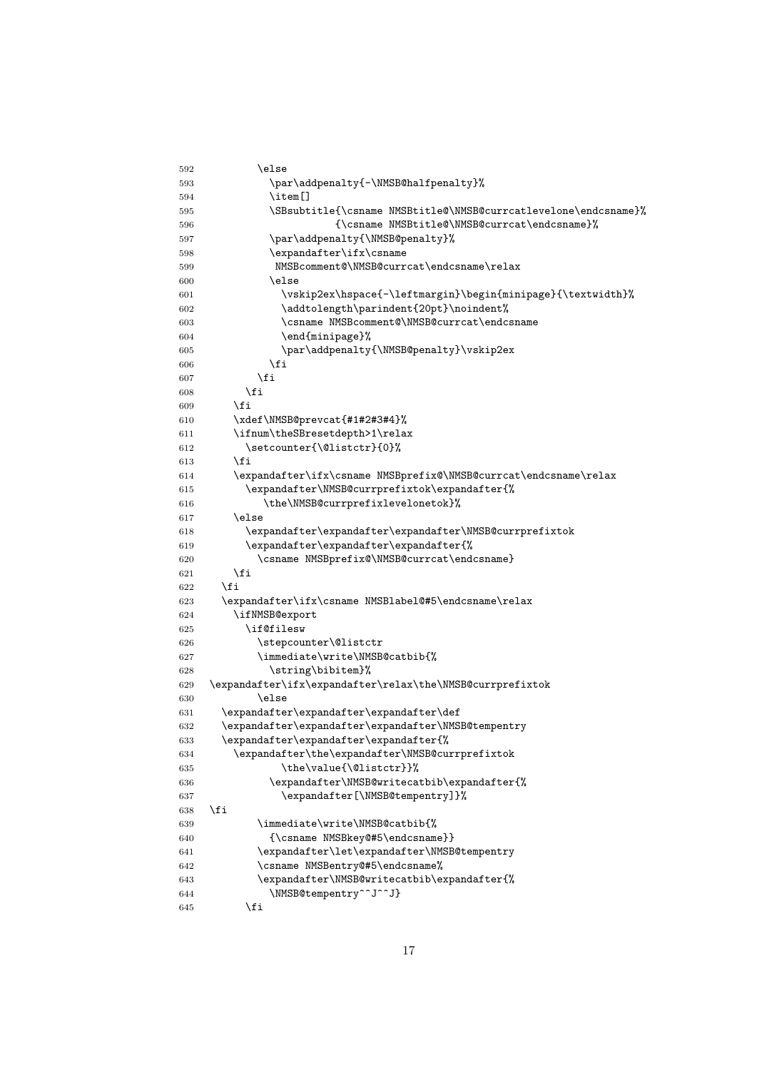```
592         \else
593           \par\addpenalty{-\NMSB@halfpenalty}%
594           \item[]
595           \SBsubtitle{\csname NMSBtitle@\NMSB@currcatlevelone\endcsname}%
596                      {\csname NMSBtitle@\NMSB@currcat\endcsname}%
597           \par\addpenalty{\NMSB@penalty}%
598           \expandafter\ifx\csname
599            NMSBcomment@\NMSB@currcat\endcsname\relax
600           \else
601             \vskip2ex\hspace{-\leftmargin}\begin{minipage}{\textwidth}%
602             \addtolength\parindent{20pt}\noindent%
603             \csname NMSBcomment@\NMSB@currcat\endcsname
604             \end{minipage}%
605             \par\addpenalty{\NMSB@penalty}\vskip2ex
606           \fi
607         \fi
608       \fi
609     \fi
610     \xdef\NMSB@prevcat{#1#2#3#4}%
611     \ifnum\theSBresetdepth>1\relax
612       \setcounter{\@listctr}{0}%
613     \fi
614     \expandafter\ifx\csname NMSBprefix@\NMSB@currcat\endcsname\relax
615       \expandafter\NMSB@currprefixtok\expandafter{%
616          \the\NMSB@currprefixlevelonetok}%
617     \else
618       \expandafter\expandafter\expandafter\NMSB@currprefixtok
619       \expandafter\expandafter\expandafter{%
620         \csname NMSBprefix@\NMSB@currcat\endcsname}
621     \fi
622   \fi
623   \expandafter\ifx\csname NMSBlabel@#5\endcsname\relax
624     \ifNMSB@export
625       \if@filesw
626         \stepcounter\@listctr
627         \immediate\write\NMSB@catbib{%
628           \string\bibitem}%
629 \expandafter\ifx\expandafter\relax\the\NMSB@currprefixtok
630         \else
631   \expandafter\expandafter\expandafter\def
632   \expandafter\expandafter\expandafter\NMSB@tempentry
633   \expandafter\expandafter\expandafter{%
634     \expandafter\the\expandafter\NMSB@currprefixtok
635             \the\value{\@listctr}}%
636           \expandafter\NMSB@writecatbib\expandafter{%
637             \expandafter[\NMSB@tempentry]}%
638 \fi
639         \immediate\write\NMSB@catbib{%
640           {\csname NMSBkey@#5\endcsname}}
641         \expandafter\let\expandafter\NMSB@tempentry
642         \csname NMSBentry@#5\endcsname%
643         \expandafter\NMSB@writecatbib\expandafter{%
644           \NMSB@tempentry^^J^^J}
645       \fi
```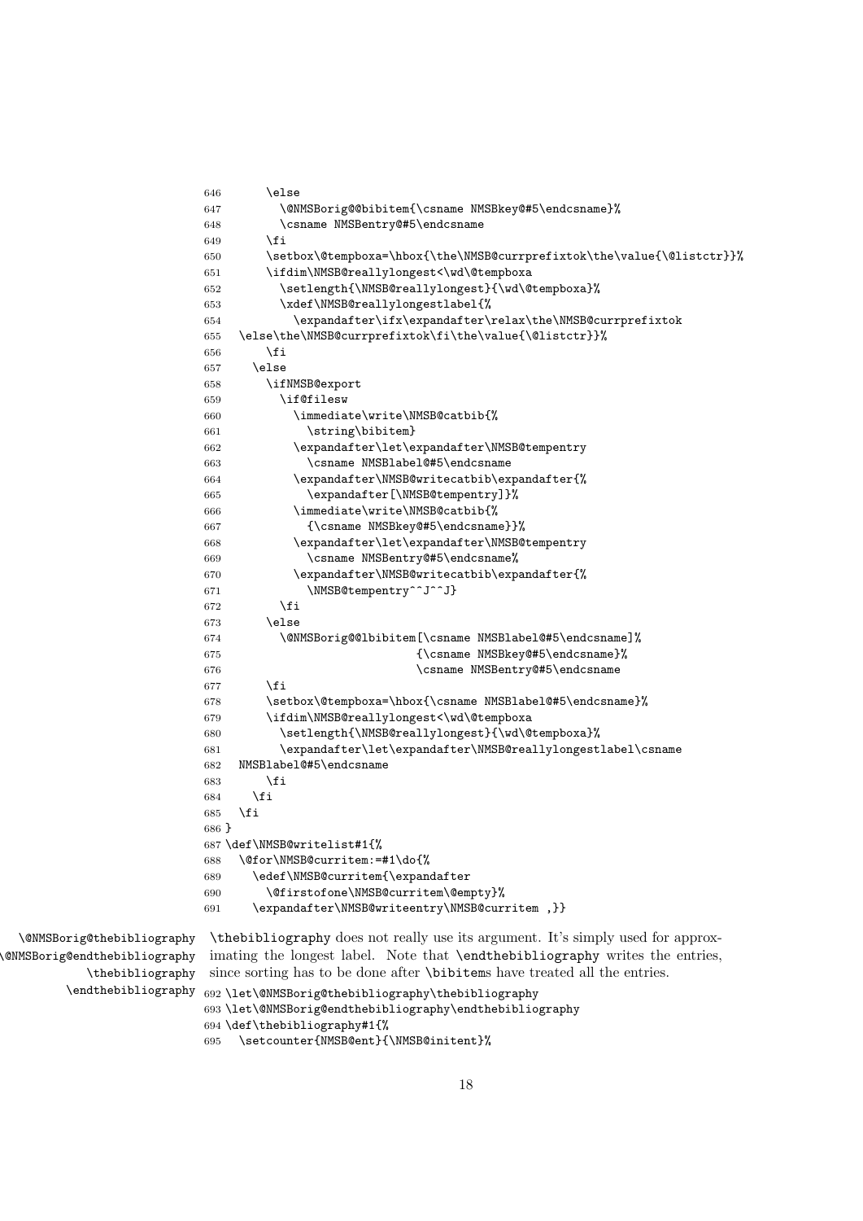```
646       \else
647         \@NMSBorig@@bibitem{\csname NMSBkey@#5\endcsname}%
648         \csname NMSBentry@#5\endcsname
649       \fi
650       \setbox\@tempboxa=\hbox{\the\NMSB@currprefixtok\the\value{\@listctr}}%
651       \ifdim\NMSB@reallylongest<\wd\@tempboxa
652         \setlength{\NMSB@reallylongest}{\wd\@tempboxa}%
653         \xdef\NMSB@reallylongestlabel{%
654           \expandafter\ifx\expandafter\relax\the\NMSB@currprefixtok
655   \else\the\NMSB@currprefixtok\fi\the\value{\@listctr}}%
656       \fi
657     \else
658       \ifNMSB@export
659         \if@filesw
660           \immediate\write\NMSB@catbib{%
661             \string\bibitem}
662           \expandafter\let\expandafter\NMSB@tempentry
663             \csname NMSBlabel@#5\endcsname
664           \expandafter\NMSB@writecatbib\expandafter{%
665             \expandafter[\NMSB@tempentry]}%
666           \immediate\write\NMSB@catbib{%
667             {\csname NMSBkey@#5\endcsname}}%
668           \expandafter\let\expandafter\NMSB@tempentry
669             \csname NMSBentry@#5\endcsname%
670           \expandafter\NMSB@writecatbib\expandafter{%
671             \NMSB@tempentry^^J^^J}
672         \fi
673       \else
674         \@NMSBorig@@lbibitem[\csname NMSBlabel@#5\endcsname]%
675                             {\csname NMSBkey@#5\endcsname}%
676                             \csname NMSBentry@#5\endcsname
677       \fi
678       \setbox\@tempboxa=\hbox{\csname NMSBlabel@#5\endcsname}%
679       \ifdim\NMSB@reallylongest<\wd\@tempboxa
680         \setlength{\NMSB@reallylongest}{\wd\@tempboxa}%
681         \expandafter\let\expandafter\NMSB@reallylongestlabel\csname
682   NMSBlabel@#5\endcsname
683       \fi
684     \fi
685   \fi
686 }
687 \def\NMSB@writelist#1{%
688   \@for\NMSB@curritem:=#1\do{%
689     \edef\NMSB@curritem{\expandafter
690       \@firstofone\NMSB@curritem\@empty}%
691     \expandafter\NMSB@writeentry\NMSB@curritem ,}}
```

\@NMSBorig@thebibliography \@NMSBorig@endthebibliography \thebibliography \endthebibliography

\thebibliography does not really use its argument. It's simply used for approximating the longest label. Note that \endthebibliography writes the entries, since sorting has to be done after \bibitems have treated all the entries.

```
692 \let\@NMSBorig@thebibliography\thebibliography
693 \let\@NMSBorig@endthebibliography\endthebibliography
694 \def\thebibliography#1{%
695   \setcounter{NMSB@ent}{\NMSB@initent}%
```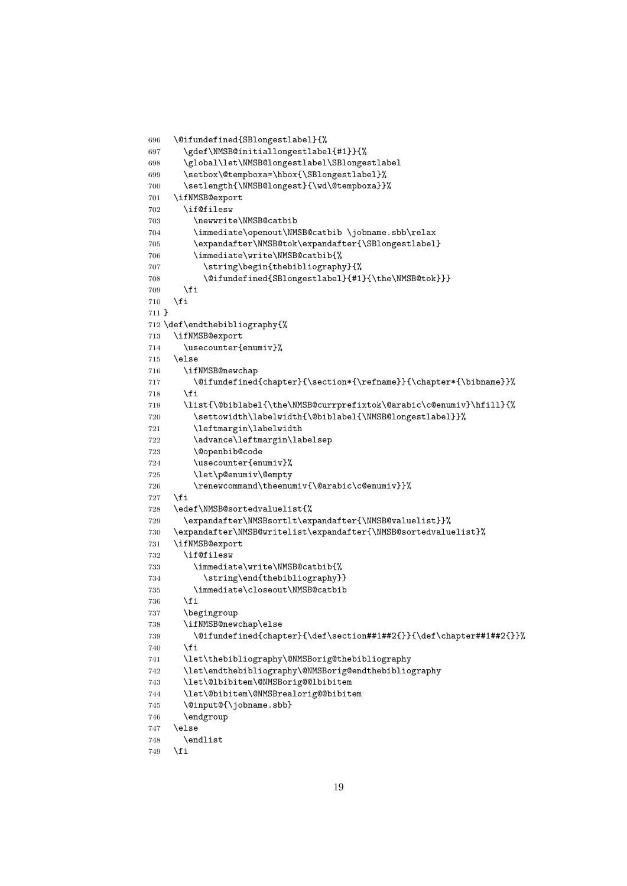```
696   \@ifundefined{SBlongestlabel}{%
697     \gdef\NMSB@initiallongestlabel{#1}}{%
698     \global\let\NMSB@longestlabel\SBlongestlabel
699     \setbox\@tempboxa=\hbox{\SBlongestlabel}%
700     \setlength{\NMSB@longest}{\wd\@tempboxa}}%
701   \ifNMSB@export
702     \if@filesw
703       \newwrite\NMSB@catbib
704       \immediate\openout\NMSB@catbib \jobname.sbb\relax
705       \expandafter\NMSB@tok\expandafter{\SBlongestlabel}
706       \immediate\write\NMSB@catbib{%
707         \string\begin{thebibliography}{%
708         \@ifundefined{SBlongestlabel}{#1}{\the\NMSB@tok}}}
709     \fi
710   \fi
711 }
712 \def\endthebibliography{%
713   \ifNMSB@export
714     \usecounter{enumiv}%
715   \else
716     \ifNMSB@newchap
717       \@ifundefined{chapter}{\section*{\refname}}{\chapter*{\bibname}}%
718     \fi
719     \list{\@biblabel{\the\NMSB@currprefixtok\@arabic\c@enumiv}\hfill}{%
720       \settowidth\labelwidth{\@biblabel{\NMSB@longestlabel}}%
721       \leftmargin\labelwidth
722       \advance\leftmargin\labelsep
723       \@openbib@code
724       \usecounter{enumiv}%
725       \let\p@enumiv\@empty
726       \renewcommand\theenumiv{\@arabic\c@enumiv}}%
727   \fi
728   \edef\NMSB@sortedvaluelist{%
729     \expandafter\NMSBsortlt\expandafter{\NMSB@valuelist}}%
730   \expandafter\NMSB@writelist\expandafter{\NMSB@sortedvaluelist}%
731   \ifNMSB@export
732     \if@filesw
733       \immediate\write\NMSB@catbib{%
734         \string\end{thebibliography}}
735       \immediate\closeout\NMSB@catbib
736     \fi
737     \begingroup
738     \ifNMSB@newchap\else
739       \@ifundefined{chapter}{\def\section##1##2{}}{\def\chapter##1##2{}}%
740     \fi
741     \let\thebibliography\@NMSBorig@thebibliography
742     \let\endthebibliography\@NMSBorig@endthebibliography
743     \let\@lbibitem\@NMSBorig@@lbibitem
744     \let\@bibitem\@NMSBrealorig@@bibitem
745     \@input@{\jobname.sbb}
746     \endgroup
747   \else
748     \endlist
749   \fi
```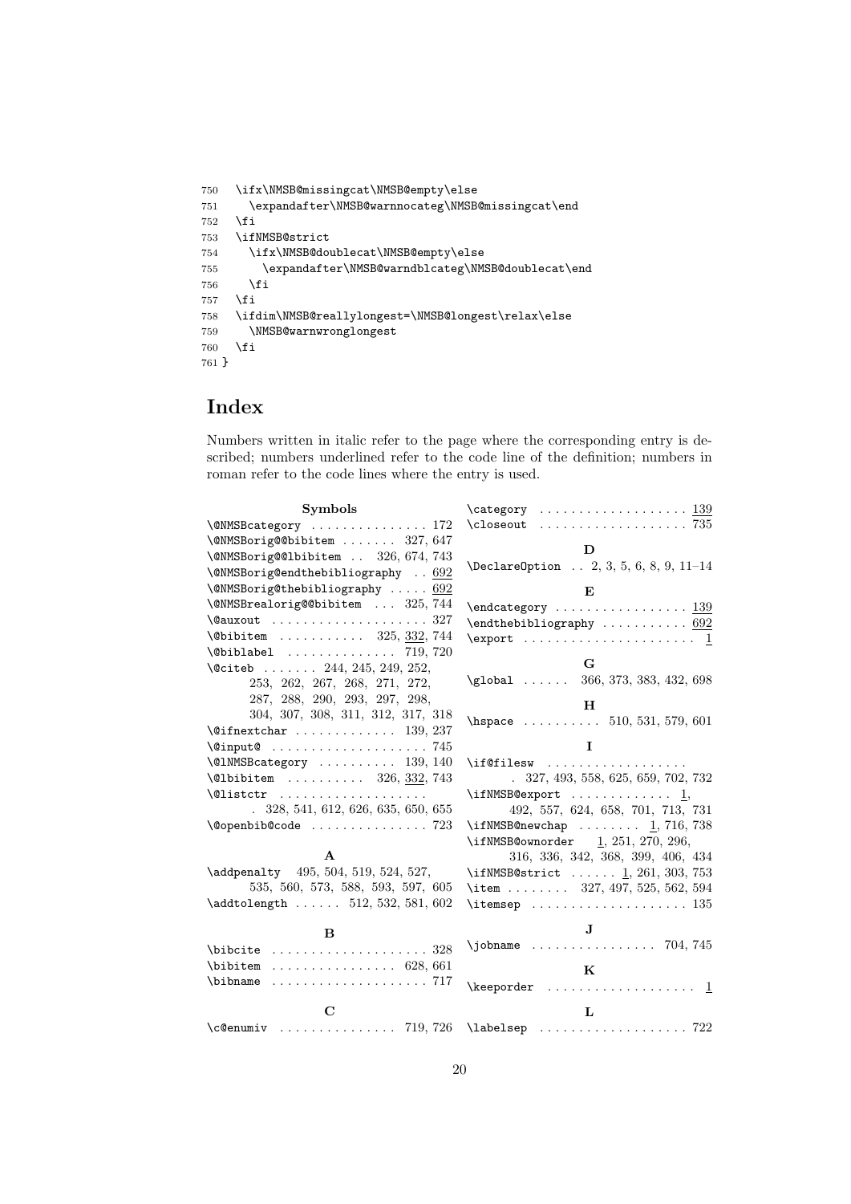```
750   \ifx\NMSB@missingcat\NMSB@empty\else
751     \expandafter\NMSB@warnnocateg\NMSB@missingcat\end
752   \fi
753   \ifNMSB@strict
754     \ifx\NMSB@doublecat\NMSB@empty\else
755       \expandafter\NMSB@warndblcateg\NMSB@doublecat\end
756     \fi
757   \fi
758   \ifdim\NMSB@reallylongest=\NMSB@longest\relax\else
759     \NMSB@warnwronglongest
760   \fi
761 }
```

# Index

Numbers written in italic refer to the page where the corresponding entry is described; numbers underlined refer to the code line of the definition; numbers in roman refer to the code lines where the entry is used.

**Symbols**

\@NMSBcategory . . . . . . . . . . . . . . 172
\@NMSBorig@@bibitem . . . . . . . 327, 647
\@NMSBorig@@lbibitem . . 326, 674, 743
\@NMSBorig@endthebibliography . . 692
\@NMSBorig@thebibliography . . . . . 692
\@NMSBrealorig@@bibitem . . . 325, 744
\@auxout . . . . . . . . . . . . . . . . . . . . 327
\@bibitem . . . . . . . . . . . 325, 332, 744
\@biblabel . . . . . . . . . . . . . . 719, 720
\@citeb . . . . . . . 244, 245, 249, 252, 253, 262, 267, 268, 271, 272, 287, 288, 290, 293, 297, 298, 304, 307, 308, 311, 312, 317, 318
\@ifnextchar . . . . . . . . . . . . . 139, 237
\@input@ . . . . . . . . . . . . . . . . . . . . 745
\@lNMSBcategory . . . . . . . . . . 139, 140
\@lbibitem . . . . . . . . . . 326, 332, 743
\@listctr . . . . . . . . . . . . . . . . . . . . 328, 541, 612, 626, 635, 650, 655
\@openbib@code . . . . . . . . . . . . . . . 723

**A**

\addpenalty 495, 504, 519, 524, 527, 535, 560, 573, 588, 593, 597, 605
\addtolength . . . . . . 512, 532, 581, 602

**B**

\bibcite . . . . . . . . . . . . . . . . . . . . 328
\bibitem . . . . . . . . . . . . . . . . 628, 661
\bibname . . . . . . . . . . . . . . . . . . . . 717

**C**

\c@enumiv . . . . . . . . . . . . . . . 719, 726
\category . . . . . . . . . . . . . . . . . . . 139
\closeout . . . . . . . . . . . . . . . . . . . 735

**D**

\DeclareOption . . 2, 3, 5, 6, 8, 9, 11–14

**E**

\endcategory . . . . . . . . . . . . . . . . . 139
\endthebibliography . . . . . . . . . . . 692
\export . . . . . . . . . . . . . . . . . . . . . 1

**G**

\global . . . . . . 366, 373, 383, 432, 698

**H**

\hspace . . . . . . . . . . 510, 531, 579, 601

**I**

\if@filesw . . . . . . . . . . . . . . . . . . . 327, 493, 558, 625, 659, 702, 732
\ifNMSB@export . . . . . . . . . . . . . 1, 492, 557, 624, 658, 701, 713, 731
\ifNMSB@newchap . . . . . . . . 1, 716, 738
\ifNMSB@ownorder 1, 251, 270, 296, 316, 336, 342, 368, 399, 406, 434
\ifNMSB@strict . . . . . . 1, 261, 303, 753
\item . . . . . . . . 327, 497, 525, 562, 594
\itemsep . . . . . . . . . . . . . . . . . . . . 135

**J**

\jobname . . . . . . . . . . . . . . . . 704, 745

**K**

\keeporder . . . . . . . . . . . . . . . . . . . 1

**L**

\labelsep . . . . . . . . . . . . . . . . . . . 722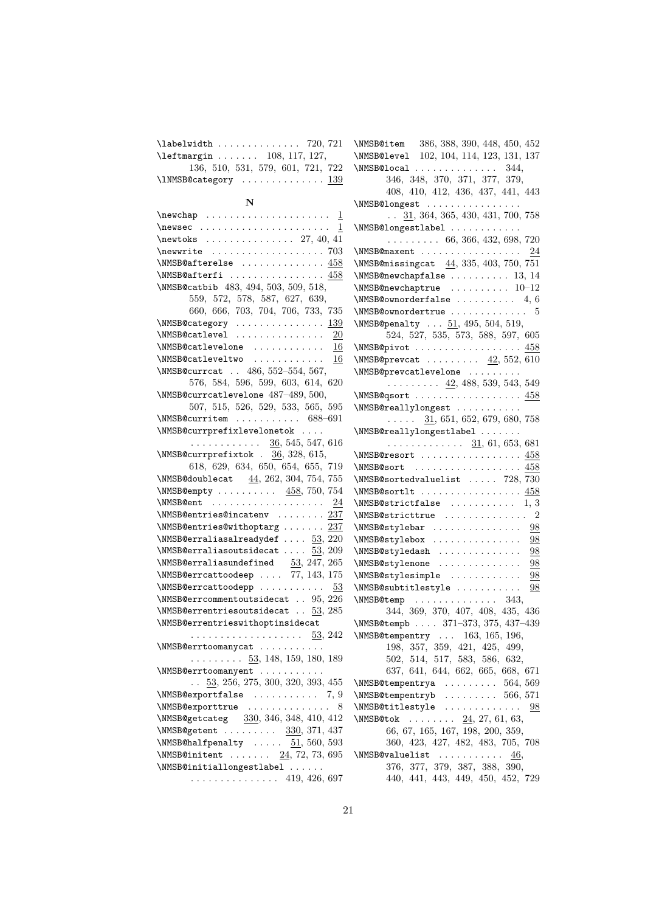\labelwidth . . . . . . . . . . . . . . 720, 721
\leftmargin . . . . . . . 108, 117, 127, 136, 510, 531, 579, 601, 721, 722
\lNMSB@category . . . . . . . . . . . . . . 139

## N

\newchap . . . . . . . . . . . . . . . . . . . . . 1
\newsec . . . . . . . . . . . . . . . . . . . . . . 1
\newtoks . . . . . . . . . . . . . . . 27, 40, 41
\newwrite . . . . . . . . . . . . . . . . . . . 703
\NMSB@afterelse . . . . . . . . . . . . . . 458
\NMSB@afterfi . . . . . . . . . . . . . . . . 458
\NMSB@catbib 483, 494, 503, 509, 518, 559, 572, 578, 587, 627, 639, 660, 666, 703, 704, 706, 733, 735
\NMSB@category . . . . . . . . . . . . . . . 139
\NMSB@catlevel . . . . . . . . . . . . . . . 20
\NMSB@catlevelone . . . . . . . . . . . . 16
\NMSB@catleveltwo . . . . . . . . . . . . 16
\NMSB@currcat . . 486, 552–554, 567, 576, 584, 596, 599, 603, 614, 620
\NMSB@currcatlevelone 487–489, 500, 507, 515, 526, 529, 533, 565, 595
\NMSB@curritem . . . . . . . . . . . 688–691
\NMSB@currprefixlevelonetok . . . . . . . . . . . . . . . 36, 545, 547, 616
\NMSB@currprefixtok . 36, 328, 615, 618, 629, 634, 650, 654, 655, 719
\NMSB@doublecat 44, 262, 304, 754, 755
\NMSB@empty . . . . . . . . . . 458, 750, 754
\NMSB@ent . . . . . . . . . . . . . . . . . . . 24
\NMSB@entries@incatenv . . . . . . . . 237
\NMSB@entries@withoptarg . . . . . . . 237
\NMSB@erraliasalreadydef . . . . 53, 220
\NMSB@erraliasoutsidecat . . . . 53, 209
\NMSB@erraliasundefined 53, 247, 265
\NMSB@errcattoodeep . . . . 77, 143, 175
\NMSB@errcattoodepp . . . . . . . . . . . 53
\NMSB@errcommentoutsidecat . . 95, 226
\NMSB@errentriesoutsidecat . . 53, 285
\NMSB@errentrieswithoptinsidecat . . . . . . . . . . . . . . . . . . . 53, 242
\NMSB@errtoomanycat . . . . . . . . . . . . . . . . . . . . 53, 148, 159, 180, 189
\NMSB@errtoomanyent . . . . . . . . . . . . 53, 256, 275, 300, 320, 393, 455
\NMSB@exportfalse . . . . . . . . . . . 7, 9
\NMSB@exporttrue . . . . . . . . . . . . . . 8
\NMSB@getcateg 330, 346, 348, 410, 412
\NMSB@getent . . . . . . . . . 330, 371, 437
\NMSB@halfpenalty . . . . . 51, 560, 593
\NMSB@initent . . . . . . . 24, 72, 73, 695
\NMSB@initiallongestlabel . . . . . . . . . . . . . . . . . . . . . 419, 426, 697
\NMSB@item 386, 388, 390, 448, 450, 452
\NMSB@level 102, 104, 114, 123, 131, 137
\NMSB@local . . . . . . . . . . . . . . 344, 346, 348, 370, 371, 377, 379, 408, 410, 412, 436, 437, 441, 443
\NMSB@longest . . . . . . . . . . . . . . . . 31, 364, 365, 430, 431, 700, 758
\NMSB@longestlabel . . . . . . . . . . . . . . . . . . . . . 66, 366, 432, 698, 720
\NMSB@maxent . . . . . . . . . . . . . . . . . 24
\NMSB@missingcat 44, 335, 403, 750, 751
\NMSB@newchapfalse . . . . . . . . . . 13, 14
\NMSB@newchaptrue . . . . . . . . . . 10–12
\NMSB@ownorderfalse . . . . . . . . . . 4, 6
\NMSB@ownordertrue . . . . . . . . . . . . . 5
\NMSB@penalty . . . 51, 495, 504, 519, 524, 527, 535, 573, 588, 597, 605
\NMSB@pivot . . . . . . . . . . . . . . . . . . 458
\NMSB@prevcat . . . . . . . . . 42, 552, 610
\NMSB@prevcatlevelone . . . . . . . . . . . . . . . . . 42, 488, 539, 543, 549
\NMSB@qsort . . . . . . . . . . . . . . . . . . 458
\NMSB@reallylongest . . . . . . . . . . . . . . . . 31, 651, 652, 679, 680, 758
\NMSB@reallylongestlabel . . . . . . . . . . . . . . . . . . . 31, 61, 653, 681
\NMSB@resort . . . . . . . . . . . . . . . . . 458
\NMSB@sort . . . . . . . . . . . . . . . . . . 458
\NMSB@sortedvaluelist . . . . . 728, 730
\NMSB@sortlt . . . . . . . . . . . . . . . . . 458
\NMSB@strictfalse . . . . . . . . . . . 1, 3
\NMSB@stricttrue . . . . . . . . . . . . . . 2
\NMSB@stylebar . . . . . . . . . . . . . . . 98
\NMSB@stylebox . . . . . . . . . . . . . . . 98
\NMSB@styledash . . . . . . . . . . . . . . 98
\NMSB@stylenone . . . . . . . . . . . . . . 98
\NMSB@stylesimple . . . . . . . . . . . . 98
\NMSB@subtitlestyle . . . . . . . . . . . 98
\NMSB@temp . . . . . . . . . . . . . . 343, 344, 369, 370, 407, 408, 435, 436
\NMSB@tempb . . . . 371–373, 375, 437–439
\NMSB@tempentry . . . 163, 165, 196, 198, 357, 359, 421, 425, 499, 502, 514, 517, 583, 586, 632, 637, 641, 644, 662, 665, 668, 671
\NMSB@tempentrya . . . . . . . . . 564, 569
\NMSB@tempentryb . . . . . . . . . 566, 571
\NMSB@titlestyle . . . . . . . . . . . . . 98
\NMSB@tok . . . . . . . . 24, 27, 61, 63, 66, 67, 165, 167, 198, 200, 359, 360, 423, 427, 482, 483, 705, 708
\NMSB@valuelist . . . . . . . . . . . 46, 376, 377, 379, 387, 388, 390, 440, 441, 443, 449, 450, 452, 729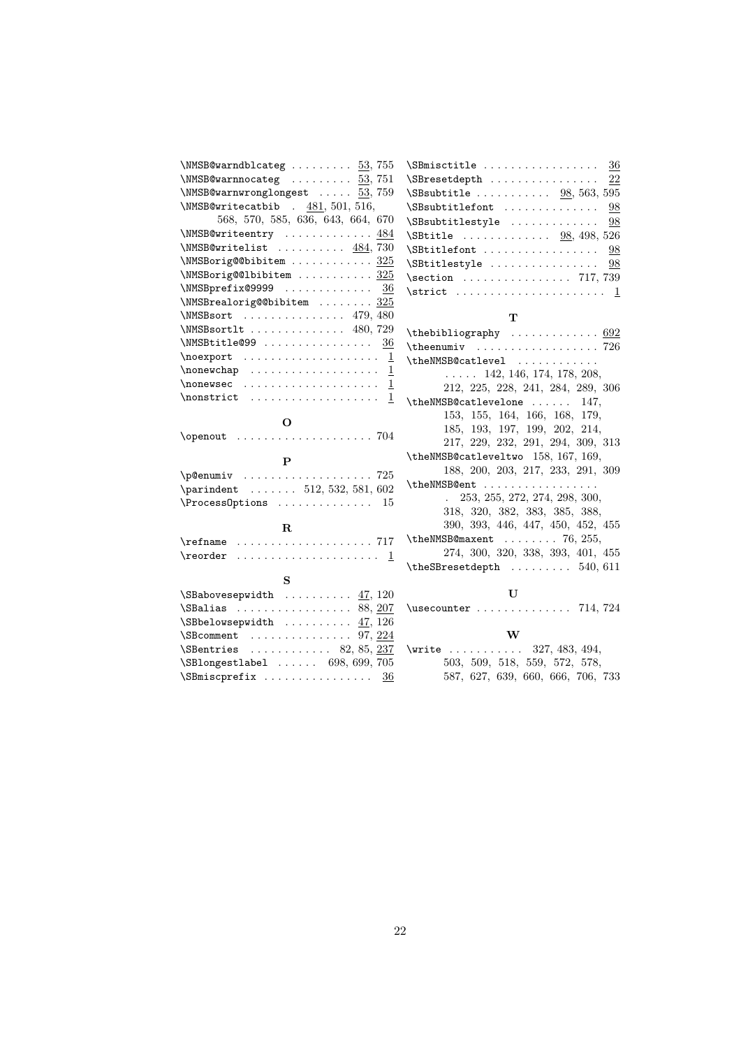\NMSB@warndblcateg . . . . . . . . . 53, 755
\NMSB@warnnocateg . . . . . . . . . 53, 751
\NMSB@warnwronglongest . . . . . 53, 759
\NMSB@writecatbib . 481, 501, 516, 568, 570, 585, 636, 643, 664, 670
\NMSB@writeentry . . . . . . . . . . . . . 484
\NMSB@writelist . . . . . . . . . . 484, 730
\NMSBorig@@bibitem . . . . . . . . . . . . 325
\NMSBorig@@lbibitem . . . . . . . . . . . 325
\NMSBprefix@9999 . . . . . . . . . . . . . 36
\NMSBrealorig@@bibitem . . . . . . . . 325
\NMSBsort . . . . . . . . . . . . . . . 479, 480
\NMSBsortlt . . . . . . . . . . . . . . 480, 729
\NMSBtitle@99 . . . . . . . . . . . . . . . . 36
\noexport . . . . . . . . . . . . . . . . . . . . 1
\nonewchap . . . . . . . . . . . . . . . . . . . 1
\nonewsec . . . . . . . . . . . . . . . . . . . . 1
\nonstrict . . . . . . . . . . . . . . . . . . . 1

**O**

\openout . . . . . . . . . . . . . . . . . . . . 704

**P**

\p@enumiv . . . . . . . . . . . . . . . . . . . 725
\parindent . . . . . . . 512, 532, 581, 602
\ProcessOptions . . . . . . . . . . . . . . 15

**R**

\refname . . . . . . . . . . . . . . . . . . . . 717
\reorder . . . . . . . . . . . . . . . . . . . . . 1

**S**

\SBabovesepwidth . . . . . . . . . . 47, 120
\SBalias . . . . . . . . . . . . . . . . . 88, 207
\SBbelowsepwidth . . . . . . . . . . 47, 126
\SBcomment . . . . . . . . . . . . . . . 97, 224
\SBentries . . . . . . . . . . . . 82, 85, 237
\SBlongestlabel . . . . . . 698, 699, 705
\SBmiscprefix . . . . . . . . . . . . . . . . 36
\SBmisctitle . . . . . . . . . . . . . . . . . 36
\SBresetdepth . . . . . . . . . . . . . . . . 22
\SBsubtitle . . . . . . . . . . . 98, 563, 595
\SBsubtitlefont . . . . . . . . . . . . . . 98
\SBsubtitlestyle . . . . . . . . . . . . . 98
\SBtitle . . . . . . . . . . . . . 98, 498, 526
\SBtitlefont . . . . . . . . . . . . . . . . . 98
\SBtitlestyle . . . . . . . . . . . . . . . . 98
\section . . . . . . . . . . . . . . . . 717, 739
\strict . . . . . . . . . . . . . . . . . . . . . . 1

**T**

\thebibliography . . . . . . . . . . . . . 692
\theenumiv . . . . . . . . . . . . . . . . . . 726
\theNMSB@catlevel . . . . . . . . . . . . . . . . 142, 146, 174, 178, 208, 212, 225, 228, 241, 284, 289, 306
\theNMSB@catlevelone . . . . . . 147, 153, 155, 164, 166, 168, 179, 185, 193, 197, 199, 202, 214, 217, 229, 232, 291, 294, 309, 313
\theNMSB@catleveltwo 158, 167, 169, 188, 200, 203, 217, 233, 291, 309
\theNMSB@ent . . . . . . . . . . . . . . . . . 253, 255, 272, 274, 298, 300, 318, 320, 382, 383, 385, 388, 390, 393, 446, 447, 450, 452, 455
\theNMSB@maxent . . . . . . . . 76, 255, 274, 300, 320, 338, 393, 401, 455
\theSBresetdepth . . . . . . . . . 540, 611

**U**

\usecounter . . . . . . . . . . . . . . 714, 724

**W**

\write . . . . . . . . . . . 327, 483, 494, 503, 509, 518, 559, 572, 578, 587, 627, 639, 660, 666, 706, 733